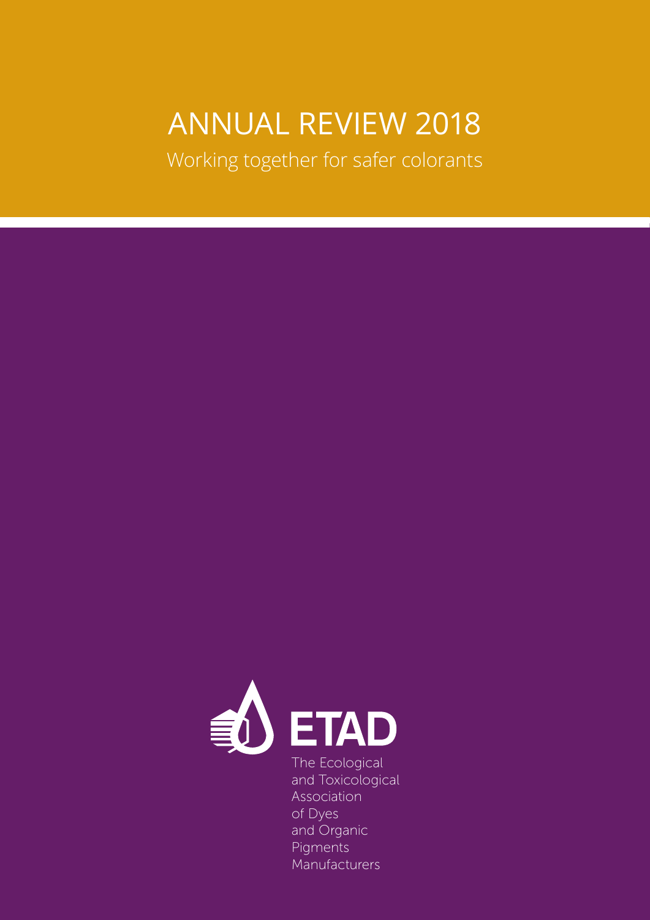# ANNUAL REVIEW 2018

Working together for safer colorants

ETAD

The Ecological and Toxicological Association of Dyes and Organic Pigments Manufacturers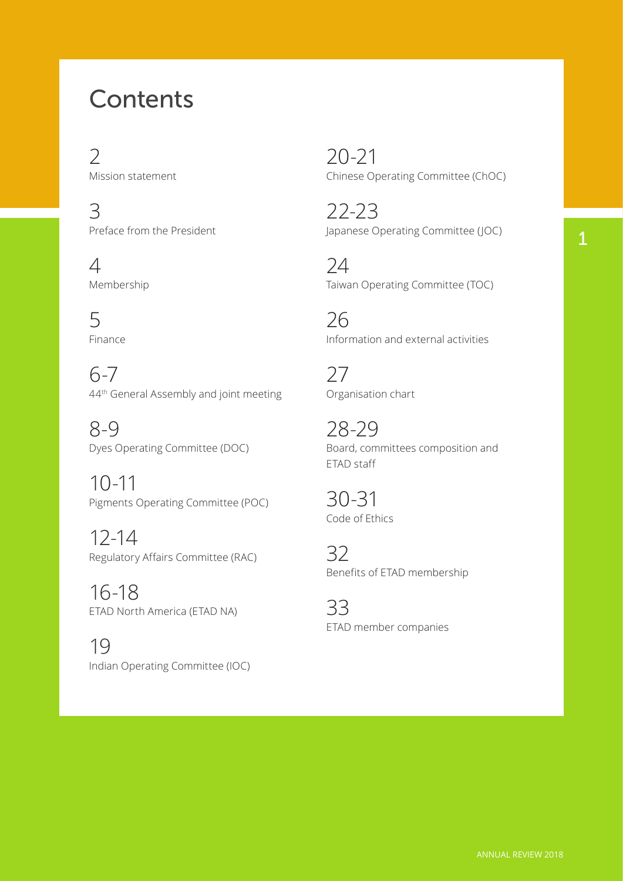# Contents

2
Mission statement

3
Preface from the President

4
Membership

5
Finance

6-7
44th General Assembly and joint meeting

8-9
Dyes Operating Committee (DOC)

10-11
Pigments Operating Committee (POC)

12-14
Regulatory Affairs Committee (RAC)

16-18
ETAD North America (ETAD NA)

19
Indian Operating Committee (IOC)

20-21
Chinese Operating Committee (ChOC)

22-23
Japanese Operating Committee (JOC)

24
Taiwan Operating Committee (TOC)

26
Information and external activities

27
Organisation chart

28-29
Board, committees composition and ETAD staff

30-31
Code of Ethics

32
Benefits of ETAD membership

33
ETAD member companies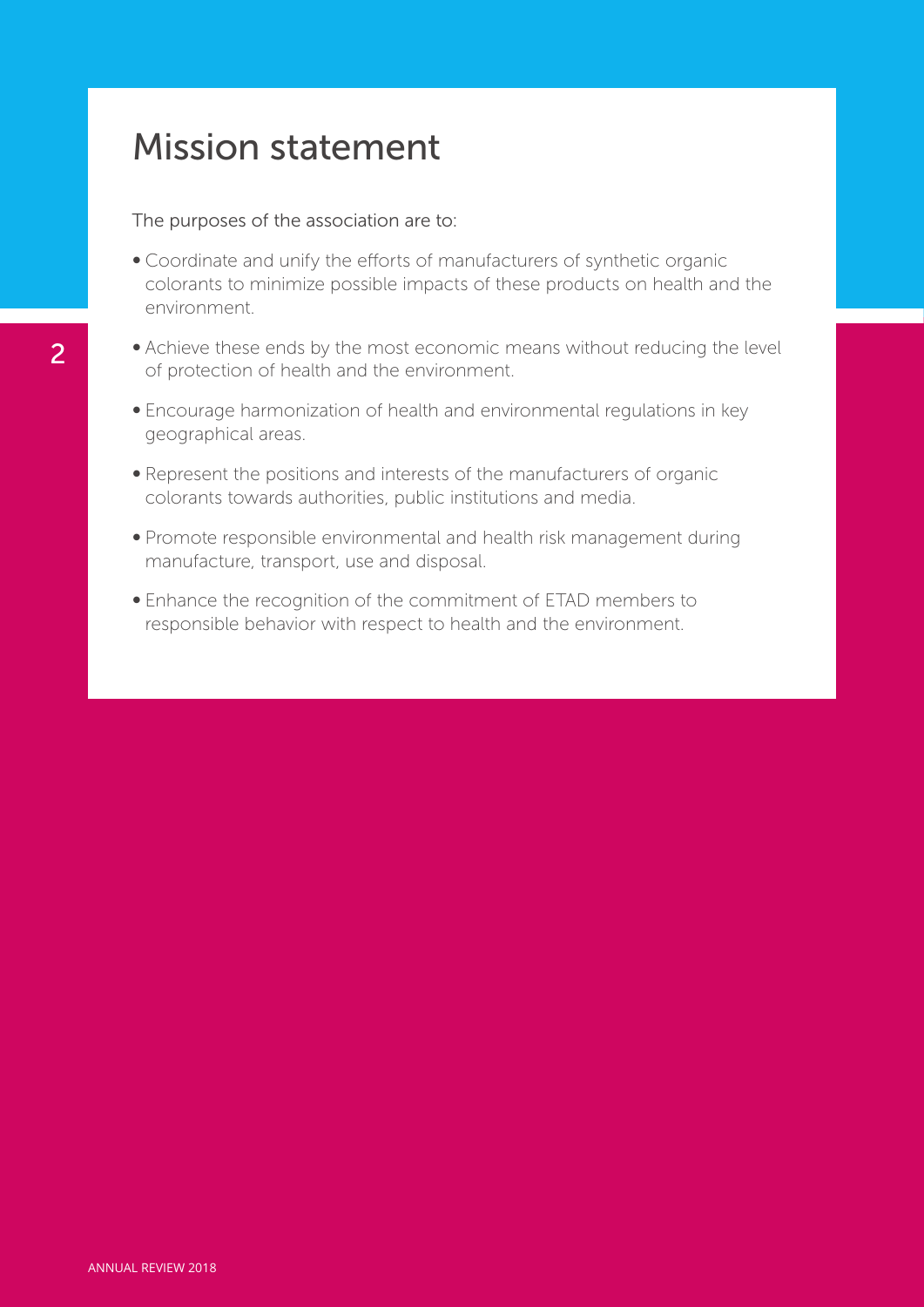# Mission statement

The purposes of the association are to:

- Coordinate and unify the efforts of manufacturers of synthetic organic colorants to minimize possible impacts of these products on health and the environment.
- Achieve these ends by the most economic means without reducing the level of protection of health and the environment.
- Encourage harmonization of health and environmental regulations in key geographical areas.
- Represent the positions and interests of the manufacturers of organic colorants towards authorities, public institutions and media.
- Promote responsible environmental and health risk management during manufacture, transport, use and disposal.
- Enhance the recognition of the commitment of ETAD members to responsible behavior with respect to health and the environment.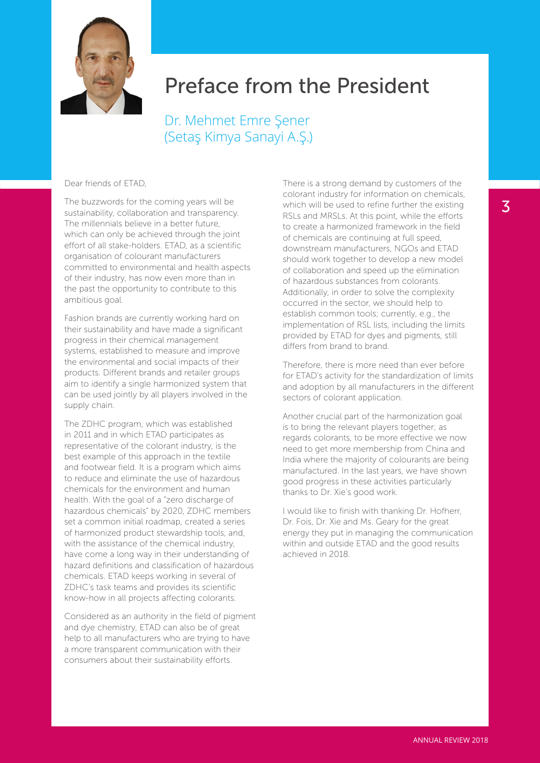# Preface from the President

Dr. Mehmet Emre Şener
(Setaş Kimya Sanayi A.Ş.)

Dear friends of ETAD,

The buzzwords for the coming years will be sustainability, collaboration and transparency. The millennials believe in a better future, which can only be achieved through the joint effort of all stake-holders. ETAD, as a scientific organisation of colourant manufacturers committed to environmental and health aspects of their industry, has now even more than in the past the opportunity to contribute to this ambitious goal.

Fashion brands are currently working hard on their sustainability and have made a significant progress in their chemical management systems, established to measure and improve the environmental and social impacts of their products. Different brands and retailer groups aim to identify a single harmonized system that can be used jointly by all players involved in the supply chain.

The ZDHC program, which was established in 2011 and in which ETAD participates as representative of the colorant industry, is the best example of this approach in the textile and footwear field. It is a program which aims to reduce and eliminate the use of hazardous chemicals for the environment and human health. With the goal of a "zero discharge of hazardous chemicals" by 2020, ZDHC members set a common initial roadmap, created a series of harmonized product stewardship tools, and, with the assistance of the chemical industry, have come a long way in their understanding of hazard definitions and classification of hazardous chemicals. ETAD keeps working in several of ZDHC's task teams and provides its scientific know-how in all projects affecting colorants.

Considered as an authority in the field of pigment and dye chemistry, ETAD can also be of great help to all manufacturers who are trying to have a more transparent communication with their consumers about their sustainability efforts.

There is a strong demand by customers of the colorant industry for information on chemicals, which will be used to refine further the existing RSLs and MRSLs. At this point, while the efforts to create a harmonized framework in the field of chemicals are continuing at full speed, downstream manufacturers, NGOs and ETAD should work together to develop a new model of collaboration and speed up the elimination of hazardous substances from colorants. Additionally, in order to solve the complexity occurred in the sector, we should help to establish common tools; currently, e.g., the implementation of RSL lists, including the limits provided by ETAD for dyes and pigments, still differs from brand to brand.

Therefore, there is more need than ever before for ETAD's activity for the standardization of limits and adoption by all manufacturers in the different sectors of colorant application.

Another crucial part of the harmonization goal is to bring the relevant players together; as regards colorants, to be more effective we now need to get more membership from China and India where the majority of colourants are being manufactured. In the last years, we have shown good progress in these activities particularly thanks to Dr. Xie's good work.

I would like to finish with thanking Dr. Hofherr, Dr. Fois, Dr. Xie and Ms. Geary for the great energy they put in managing the communication within and outside ETAD and the good results achieved in 2018.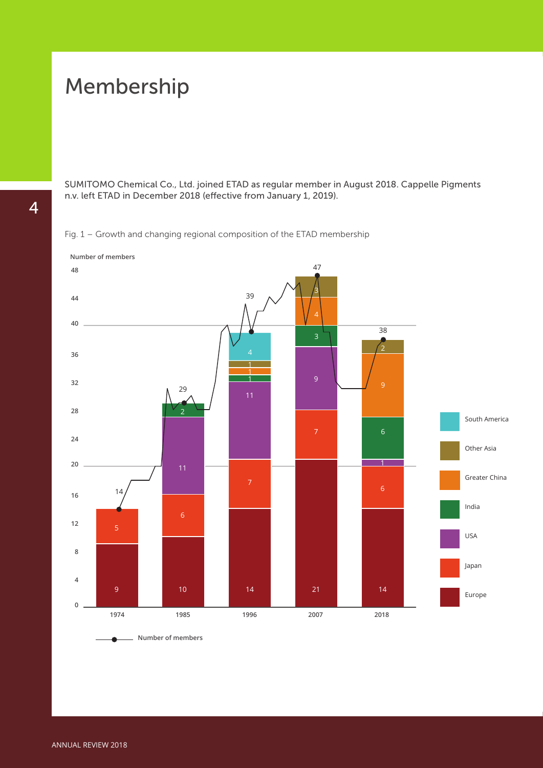# Membership

SUMITOMO Chemical Co., Ltd. joined ETAD as regular member in August 2018. Cappelle Pigments n.v. left ETAD in December 2018 (effective from January 1, 2019).

Fig. 1 – Growth and changing regional composition of the ETAD membership

| Region | 1974 | 1985 | 1996 | 2007 | 2018 |
|---|---|---|---|---|---|
| Europe | 9 | 10 | 14 | 21 | 14 |
| Japan | 5 | 6 | 7 | 7 | 6 |
| USA | | 11 | 11 | 9 | 1 |
| India | | 2 | 1 | 3 | 6 |
| Greater China | | | 1 | 4 | 9 |
| Other Asia | | | 1 | 3 | 2 |
| South America | | | 4 | | |
| Number of members | 14 | 29 | 39 | 47 | 38 |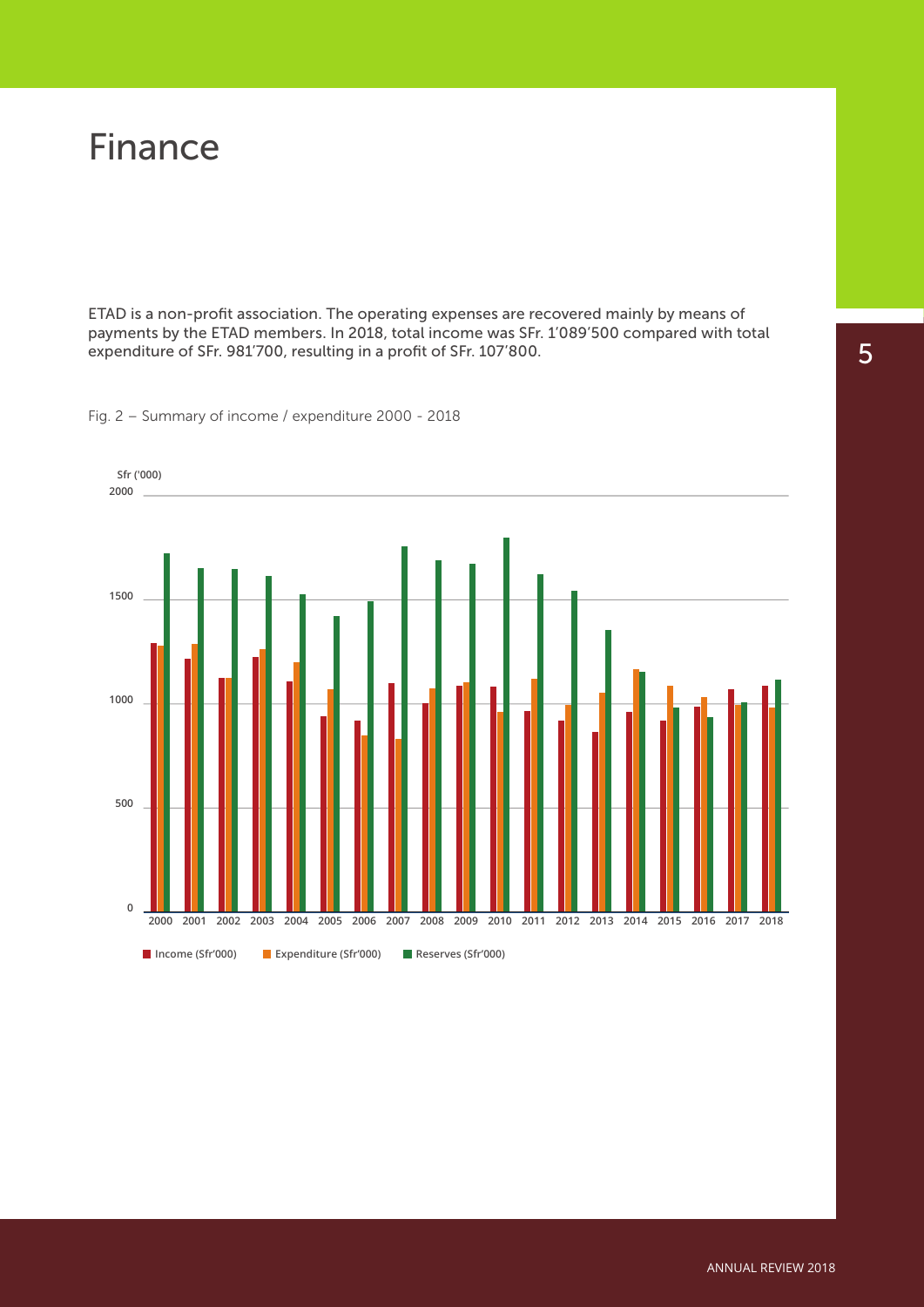# Finance

ETAD is a non-profit association. The operating expenses are recovered mainly by means of payments by the ETAD members. In 2018, total income was SFr. 1'089'500 compared with total expenditure of SFr. 981'700, resulting in a profit of SFr. 107'800.

Fig. 2 – Summary of income / expenditure 2000 - 2018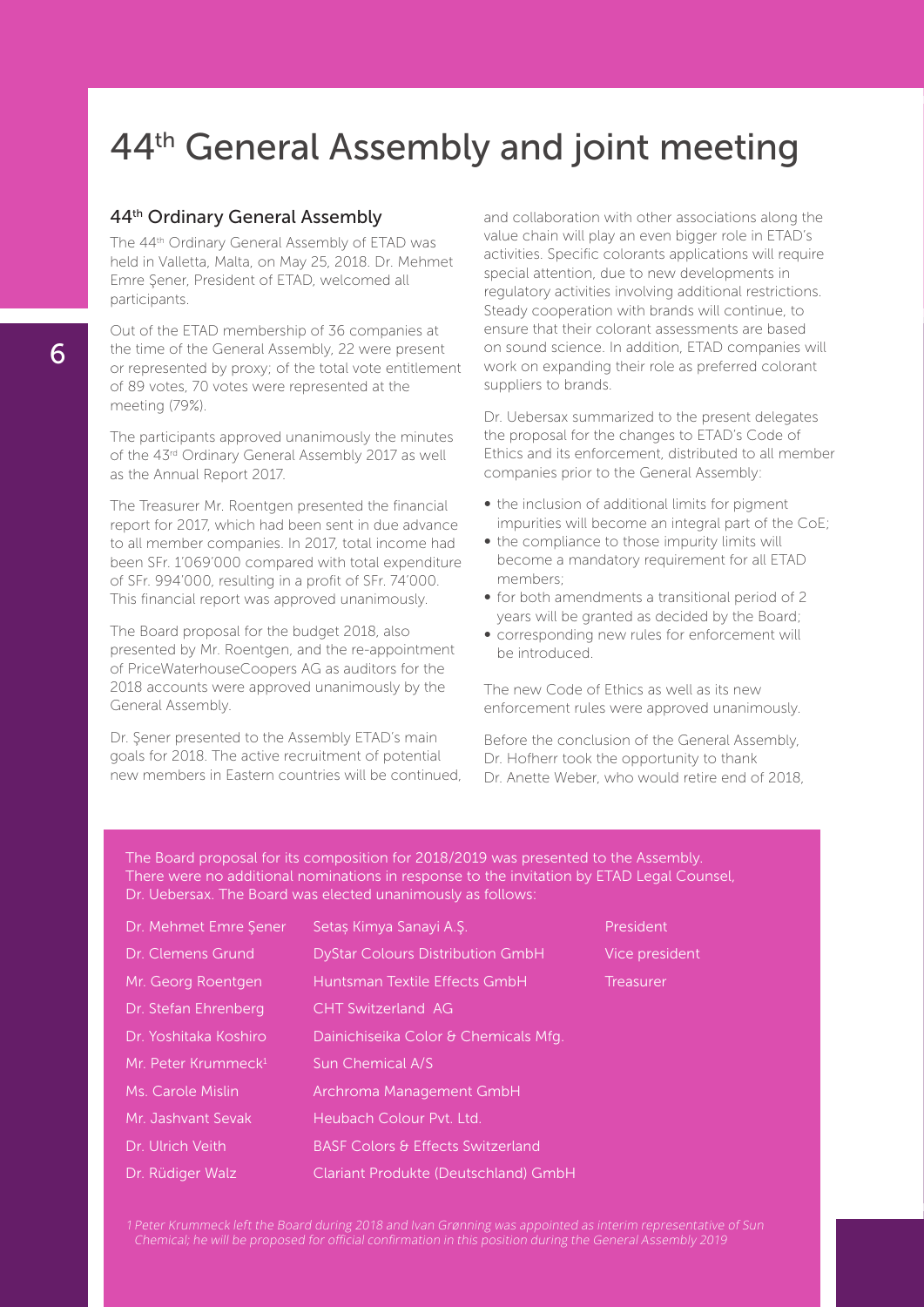# 44th General Assembly and joint meeting

## 44th Ordinary General Assembly

The 44th Ordinary General Assembly of ETAD was held in Valletta, Malta, on May 25, 2018. Dr. Mehmet Emre Şener, President of ETAD, welcomed all participants.

Out of the ETAD membership of 36 companies at the time of the General Assembly, 22 were present or represented by proxy; of the total vote entitlement of 89 votes, 70 votes were represented at the meeting (79%).

The participants approved unanimously the minutes of the 43rd Ordinary General Assembly 2017 as well as the Annual Report 2017.

The Treasurer Mr. Roentgen presented the financial report for 2017, which had been sent in due advance to all member companies. In 2017, total income had been SFr. 1'069'000 compared with total expenditure of SFr. 994'000, resulting in a profit of SFr. 74'000. This financial report was approved unanimously.

The Board proposal for the budget 2018, also presented by Mr. Roentgen, and the re-appointment of PriceWaterhouseCoopers AG as auditors for the 2018 accounts were approved unanimously by the General Assembly.

Dr. Şener presented to the Assembly ETAD's main goals for 2018. The active recruitment of potential new members in Eastern countries will be continued, and collaboration with other associations along the value chain will play an even bigger role in ETAD's activities. Specific colorants applications will require special attention, due to new developments in regulatory activities involving additional restrictions. Steady cooperation with brands will continue, to ensure that their colorant assessments are based on sound science. In addition, ETAD companies will work on expanding their role as preferred colorant suppliers to brands.

Dr. Uebersax summarized to the present delegates the proposal for the changes to ETAD's Code of Ethics and its enforcement, distributed to all member companies prior to the General Assembly:

- the inclusion of additional limits for pigment impurities will become an integral part of the CoE;
- the compliance to those impurity limits will become a mandatory requirement for all ETAD members;
- for both amendments a transitional period of 2 years will be granted as decided by the Board;
- corresponding new rules for enforcement will be introduced.

The new Code of Ethics as well as its new enforcement rules were approved unanimously.

Before the conclusion of the General Assembly, Dr. Hofherr took the opportunity to thank Dr. Anette Weber, who would retire end of 2018,

The Board proposal for its composition for 2018/2019 was presented to the Assembly. There were no additional nominations in response to the invitation by ETAD Legal Counsel, Dr. Uebersax. The Board was elected unanimously as follows:

| | | |
|---|---|---|
| Dr. Mehmet Emre Şener | Setaş Kimya Sanayi A.Ş. | President |
| Dr. Clemens Grund | DyStar Colours Distribution GmbH | Vice president |
| Mr. Georg Roentgen | Huntsman Textile Effects GmbH | Treasurer |
| Dr. Stefan Ehrenberg | CHT Switzerland AG | |
| Dr. Yoshitaka Koshiro | Dainichiseika Color & Chemicals Mfg. | |
| Mr. Peter Krummeck[1] | Sun Chemical A/S | |
| Ms. Carole Mislin | Archroma Management GmbH | |
| Mr. Jashvant Sevak | Heubach Colour Pvt. Ltd. | |
| Dr. Ulrich Veith | BASF Colors & Effects Switzerland | |
| Dr. Rüdiger Walz | Clariant Produkte (Deutschland) GmbH | |

*1 Peter Krummeck left the Board during 2018 and Ivan Grønning was appointed as interim representative of Sun Chemical; he will be proposed for official confirmation in this position during the General Assembly 2019*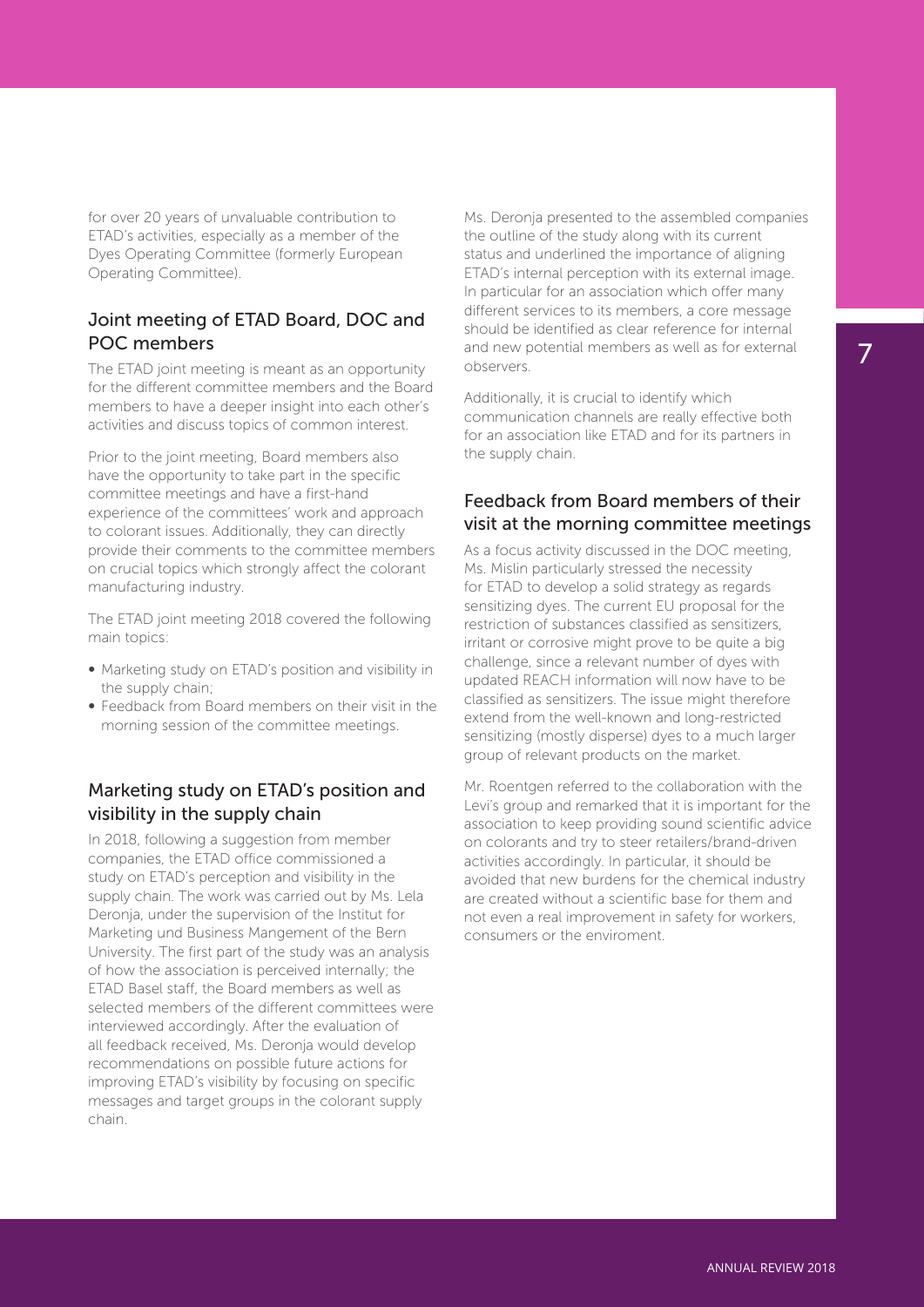for over 20 years of unvaluable contribution to ETAD's activities, especially as a member of the Dyes Operating Committee (formerly European Operating Committee).

## Joint meeting of ETAD Board, DOC and POC members

The ETAD joint meeting is meant as an opportunity for the different committee members and the Board members to have a deeper insight into each other's activities and discuss topics of common interest.

Prior to the joint meeting, Board members also have the opportunity to take part in the specific committee meetings and have a first-hand experience of the committees' work and approach to colorant issues. Additionally, they can directly provide their comments to the committee members on crucial topics which strongly affect the colorant manufacturing industry.

The ETAD joint meeting 2018 covered the following main topics:

- Marketing study on ETAD's position and visibility in the supply chain;
- Feedback from Board members on their visit in the morning session of the committee meetings.

## Marketing study on ETAD's position and visibility in the supply chain

In 2018, following a suggestion from member companies, the ETAD office commissioned a study on ETAD's perception and visibility in the supply chain. The work was carried out by Ms. Lela Deronja, under the supervision of the Institut for Marketing und Business Mangement of the Bern University. The first part of the study was an analysis of how the association is perceived internally; the ETAD Basel staff, the Board members as well as selected members of the different committees were interviewed accordingly. After the evaluation of all feedback received, Ms. Deronja would develop recommendations on possible future actions for improving ETAD's visibility by focusing on specific messages and target groups in the colorant supply chain.

Ms. Deronja presented to the assembled companies the outline of the study along with its current status and underlined the importance of aligning ETAD's internal perception with its external image. In particular for an association which offer many different services to its members, a core message should be identified as clear reference for internal and new potential members as well as for external observers.

Additionally, it is crucial to identify which communication channels are really effective both for an association like ETAD and for its partners in the supply chain.

## Feedback from Board members of their visit at the morning committee meetings

As a focus activity discussed in the DOC meeting, Ms. Mislin particularly stressed the necessity for ETAD to develop a solid strategy as regards sensitizing dyes. The current EU proposal for the restriction of substances classified as sensitizers, irritant or corrosive might prove to be quite a big challenge, since a relevant number of dyes with updated REACH information will now have to be classified as sensitizers. The issue might therefore extend from the well-known and long-restricted sensitizing (mostly disperse) dyes to a much larger group of relevant products on the market.

Mr. Roentgen referred to the collaboration with the Levi's group and remarked that it is important for the association to keep providing sound scientific advice on colorants and try to steer retailers/brand-driven activities accordingly. In particular, it should be avoided that new burdens for the chemical industry are created without a scientific base for them and not even a real improvement in safety for workers, consumers or the enviroment.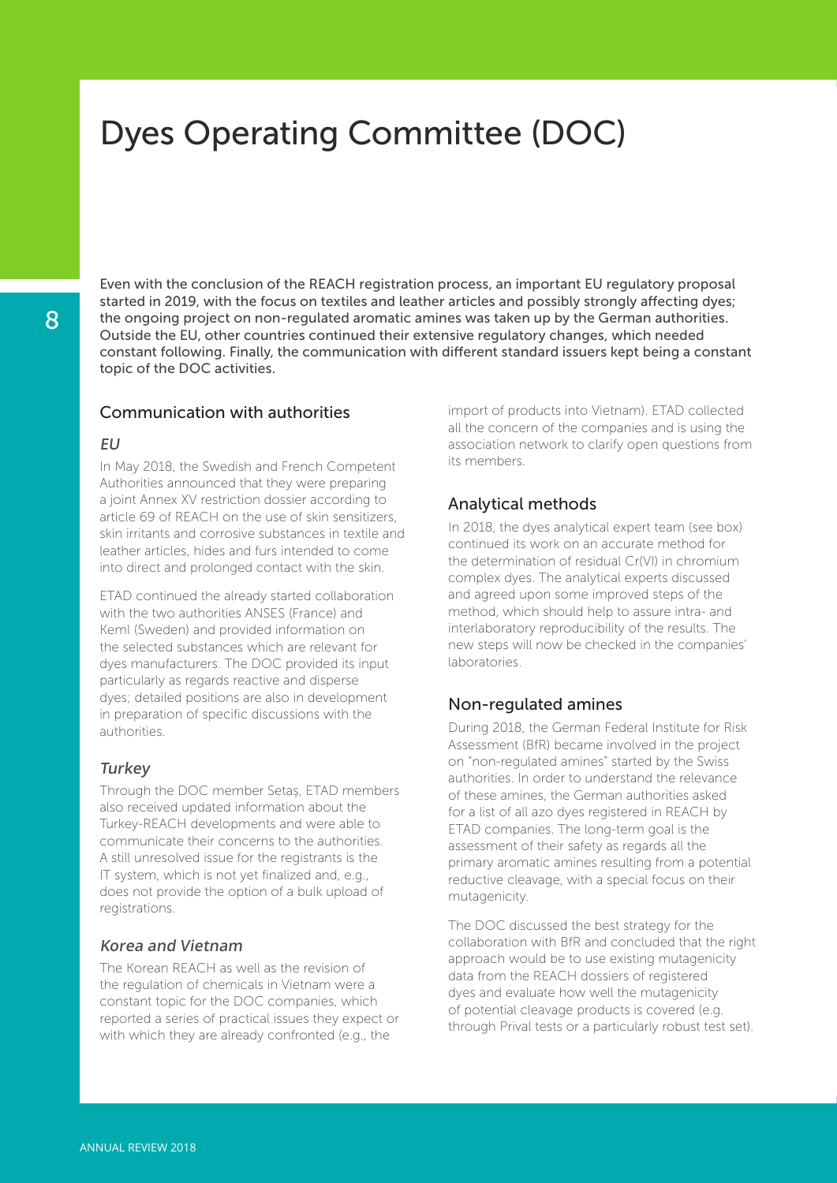# Dyes Operating Committee (DOC)

Even with the conclusion of the REACH registration process, an important EU regulatory proposal started in 2019, with the focus on textiles and leather articles and possibly strongly affecting dyes; the ongoing project on non-regulated aromatic amines was taken up by the German authorities. Outside the EU, other countries continued their extensive regulatory changes, which needed constant following. Finally, the communication with different standard issuers kept being a constant topic of the DOC activities.

## Communication with authorities

### *EU*

In May 2018, the Swedish and French Competent Authorities announced that they were preparing a joint Annex XV restriction dossier according to article 69 of REACH on the use of skin sensitizers, skin irritants and corrosive substances in textile and leather articles, hides and furs intended to come into direct and prolonged contact with the skin.

ETAD continued the already started collaboration with the two authorities ANSES (France) and KemI (Sweden) and provided information on the selected substances which are relevant for dyes manufacturers. The DOC provided its input particularly as regards reactive and disperse dyes; detailed positions are also in development in preparation of specific discussions with the authorities.

### *Turkey*

Through the DOC member Setaș, ETAD members also received updated information about the Turkey-REACH developments and were able to communicate their concerns to the authorities. A still unresolved issue for the registrants is the IT system, which is not yet finalized and, e.g., does not provide the option of a bulk upload of registrations.

### *Korea and Vietnam*

The Korean REACH as well as the revision of the regulation of chemicals in Vietnam were a constant topic for the DOC companies, which reported a series of practical issues they expect or with which they are already confronted (e.g., the import of products into Vietnam). ETAD collected all the concern of the companies and is using the association network to clarify open questions from its members.

## Analytical methods

In 2018, the dyes analytical expert team (see box) continued its work on an accurate method for the determination of residual Cr(VI) in chromium complex dyes. The analytical experts discussed and agreed upon some improved steps of the method, which should help to assure intra- and interlaboratory reproducibility of the results. The new steps will now be checked in the companies' laboratories.

## Non-regulated amines

During 2018, the German Federal Institute for Risk Assessment (BfR) became involved in the project on "non-regulated amines" started by the Swiss authorities. In order to understand the relevance of these amines, the German authorities asked for a list of all azo dyes registered in REACH by ETAD companies. The long-term goal is the assessment of their safety as regards all the primary aromatic amines resulting from a potential reductive cleavage, with a special focus on their mutagenicity.

The DOC discussed the best strategy for the collaboration with BfR and concluded that the right approach would be to use existing mutagenicity data from the REACH dossiers of registered dyes and evaluate how well the mutagenicity of potential cleavage products is covered (e.g. through Prival tests or a particularly robust test set).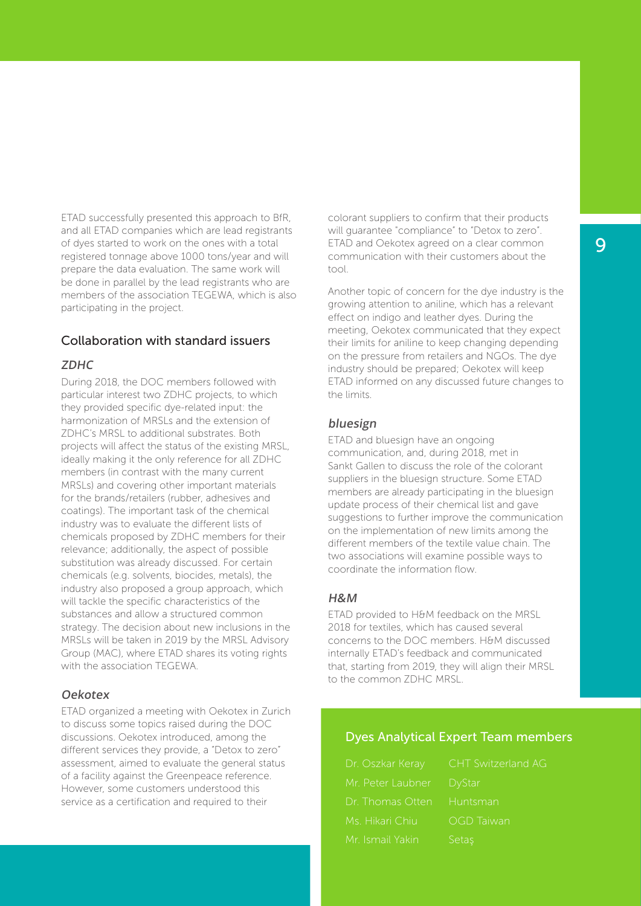ETAD successfully presented this approach to BfR, and all ETAD companies which are lead registrants of dyes started to work on the ones with a total registered tonnage above 1000 tons/year and will prepare the data evaluation. The same work will be done in parallel by the lead registrants who are members of the association TEGEWA, which is also participating in the project.

## Collaboration with standard issuers

### *ZDHC*

During 2018, the DOC members followed with particular interest two ZDHC projects, to which they provided specific dye-related input: the harmonization of MRSLs and the extension of ZDHC's MRSL to additional substrates. Both projects will affect the status of the existing MRSL, ideally making it the only reference for all ZDHC members (in contrast with the many current MRSLs) and covering other important materials for the brands/retailers (rubber, adhesives and coatings). The important task of the chemical industry was to evaluate the different lists of chemicals proposed by ZDHC members for their relevance; additionally, the aspect of possible substitution was already discussed. For certain chemicals (e.g. solvents, biocides, metals), the industry also proposed a group approach, which will tackle the specific characteristics of the substances and allow a structured common strategy. The decision about new inclusions in the MRSLs will be taken in 2019 by the MRSL Advisory Group (MAC), where ETAD shares its voting rights with the association TEGEWA.

### *Oekotex*

ETAD organized a meeting with Oekotex in Zurich to discuss some topics raised during the DOC discussions. Oekotex introduced, among the different services they provide, a "Detox to zero" assessment, aimed to evaluate the general status of a facility against the Greenpeace reference. However, some customers understood this service as a certification and required to their colorant suppliers to confirm that their products will guarantee "compliance" to "Detox to zero". ETAD and Oekotex agreed on a clear common communication with their customers about the tool.

Another topic of concern for the dye industry is the growing attention to aniline, which has a relevant effect on indigo and leather dyes. During the meeting, Oekotex communicated that they expect their limits for aniline to keep changing depending on the pressure from retailers and NGOs. The dye industry should be prepared; Oekotex will keep ETAD informed on any discussed future changes to the limits.

### *bluesign*

ETAD and bluesign have an ongoing communication, and, during 2018, met in Sankt Gallen to discuss the role of the colorant suppliers in the bluesign structure. Some ETAD members are already participating in the bluesign update process of their chemical list and gave suggestions to further improve the communication on the implementation of new limits among the different members of the textile value chain. The two associations will examine possible ways to coordinate the information flow.

### *H&M*

ETAD provided to H&M feedback on the MRSL 2018 for textiles, which has caused several concerns to the DOC members. H&M discussed internally ETAD's feedback and communicated that, starting from 2019, they will align their MRSL to the common ZDHC MRSL.

## Dyes Analytical Expert Team members

| | |
|---|---|
| Dr. Oszkar Keray | CHT Switzerland AG |
| Mr. Peter Laubner | DyStar |
| Dr. Thomas Otten | Huntsman |
| Ms. Hikari Chiu | OGD Taiwan |
| Mr. Ismail Yakin | Setaş |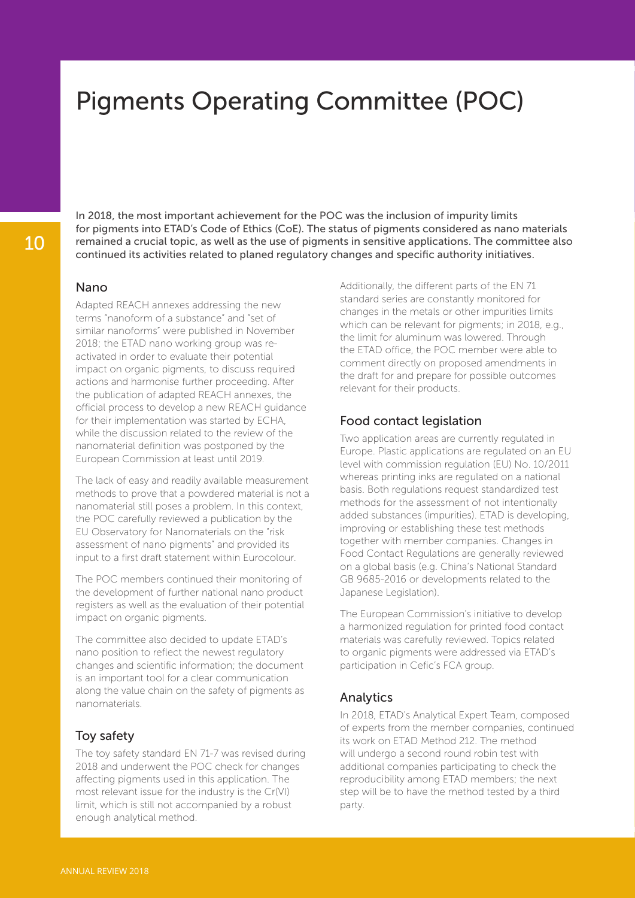# Pigments Operating Committee (POC)

In 2018, the most important achievement for the POC was the inclusion of impurity limits for pigments into ETAD's Code of Ethics (CoE). The status of pigments considered as nano materials remained a crucial topic, as well as the use of pigments in sensitive applications. The committee also continued its activities related to planed regulatory changes and specific authority initiatives.

## Nano

Adapted REACH annexes addressing the new terms "nanoform of a substance" and "set of similar nanoforms" were published in November 2018; the ETAD nano working group was re-activated in order to evaluate their potential impact on organic pigments, to discuss required actions and harmonise further proceeding. After the publication of adapted REACH annexes, the official process to develop a new REACH guidance for their implementation was started by ECHA, while the discussion related to the review of the nanomaterial definition was postponed by the European Commission at least until 2019.

The lack of easy and readily available measurement methods to prove that a powdered material is not a nanomaterial still poses a problem. In this context, the POC carefully reviewed a publication by the EU Observatory for Nanomaterials on the "risk assessment of nano pigments" and provided its input to a first draft statement within Eurocolour.

The POC members continued their monitoring of the development of further national nano product registers as well as the evaluation of their potential impact on organic pigments.

The committee also decided to update ETAD's nano position to reflect the newest regulatory changes and scientific information; the document is an important tool for a clear communication along the value chain on the safety of pigments as nanomaterials.

## Toy safety

The toy safety standard EN 71-7 was revised during 2018 and underwent the POC check for changes affecting pigments used in this application. The most relevant issue for the industry is the Cr(VI) limit, which is still not accompanied by a robust enough analytical method.

Additionally, the different parts of the EN 71 standard series are constantly monitored for changes in the metals or other impurities limits which can be relevant for pigments; in 2018, e.g., the limit for aluminum was lowered. Through the ETAD office, the POC member were able to comment directly on proposed amendments in the draft for and prepare for possible outcomes relevant for their products.

## Food contact legislation

Two application areas are currently regulated in Europe. Plastic applications are regulated on an EU level with commission regulation (EU) No. 10/2011 whereas printing inks are regulated on a national basis. Both regulations request standardized test methods for the assessment of not intentionally added substances (impurities). ETAD is developing, improving or establishing these test methods together with member companies. Changes in Food Contact Regulations are generally reviewed on a global basis (e.g. China's National Standard GB 9685-2016 or developments related to the Japanese Legislation).

The European Commission's initiative to develop a harmonized regulation for printed food contact materials was carefully reviewed. Topics related to organic pigments were addressed via ETAD's participation in Cefic's FCA group.

## Analytics

In 2018, ETAD's Analytical Expert Team, composed of experts from the member companies, continued its work on ETAD Method 212. The method will undergo a second round robin test with additional companies participating to check the reproducibility among ETAD members; the next step will be to have the method tested by a third party.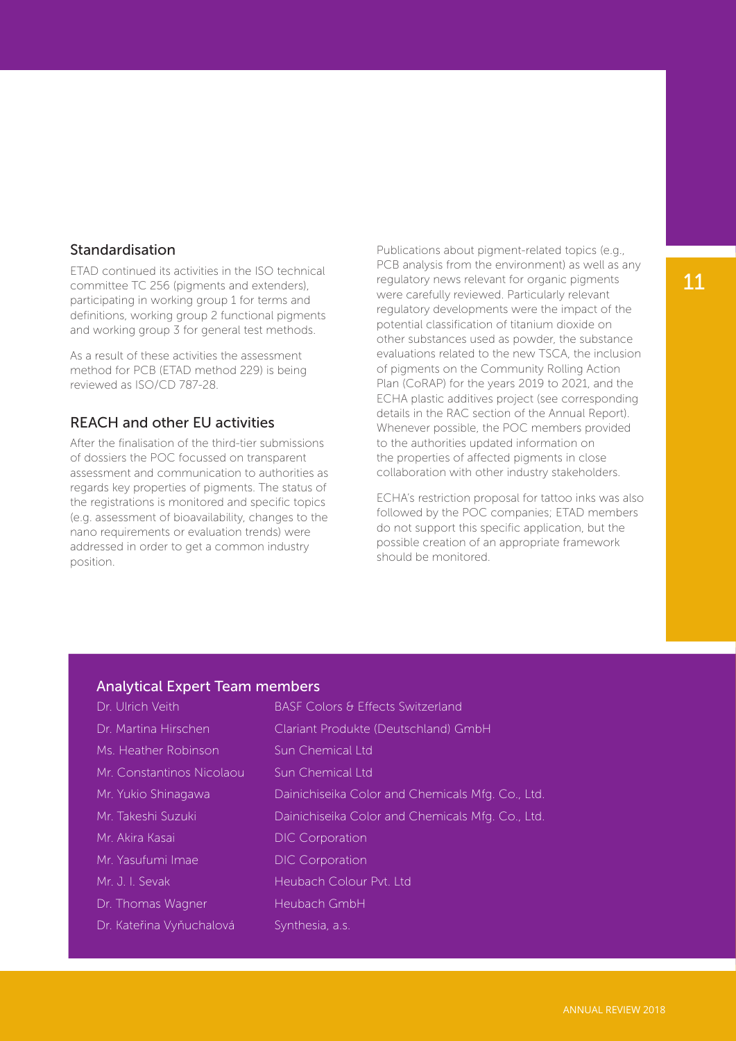## Standardisation

ETAD continued its activities in the ISO technical committee TC 256 (pigments and extenders), participating in working group 1 for terms and definitions, working group 2 functional pigments and working group 3 for general test methods.

As a result of these activities the assessment method for PCB (ETAD method 229) is being reviewed as ISO/CD 787-28.

## REACH and other EU activities

After the finalisation of the third-tier submissions of dossiers the POC focussed on transparent assessment and communication to authorities as regards key properties of pigments. The status of the registrations is monitored and specific topics (e.g. assessment of bioavailability, changes to the nano requirements or evaluation trends) were addressed in order to get a common industry position.

Publications about pigment-related topics (e.g., PCB analysis from the environment) as well as any regulatory news relevant for organic pigments were carefully reviewed. Particularly relevant regulatory developments were the impact of the potential classification of titanium dioxide on other substances used as powder, the substance evaluations related to the new TSCA, the inclusion of pigments on the Community Rolling Action Plan (CoRAP) for the years 2019 to 2021, and the ECHA plastic additives project (see corresponding details in the RAC section of the Annual Report). Whenever possible, the POC members provided to the authorities updated information on the properties of affected pigments in close collaboration with other industry stakeholders.

ECHA's restriction proposal for tattoo inks was also followed by the POC companies; ETAD members do not support this specific application, but the possible creation of an appropriate framework should be monitored.

## Analytical Expert Team members

| | |
|---|---|
| Dr. Ulrich Veith | BASF Colors & Effects Switzerland |
| Dr. Martina Hirschen | Clariant Produkte (Deutschland) GmbH |
| Ms. Heather Robinson | Sun Chemical Ltd |
| Mr. Constantinos Nicolaou | Sun Chemical Ltd |
| Mr. Yukio Shinagawa | Dainichiseika Color and Chemicals Mfg. Co., Ltd. |
| Mr. Takeshi Suzuki | Dainichiseika Color and Chemicals Mfg. Co., Ltd. |
| Mr. Akira Kasai | DIC Corporation |
| Mr. Yasufumi Imae | DIC Corporation |
| Mr. J. I. Sevak | Heubach Colour Pvt. Ltd |
| Dr. Thomas Wagner | Heubach GmbH |
| Dr. Kateřina Vyňuchalová | Synthesia, a.s. |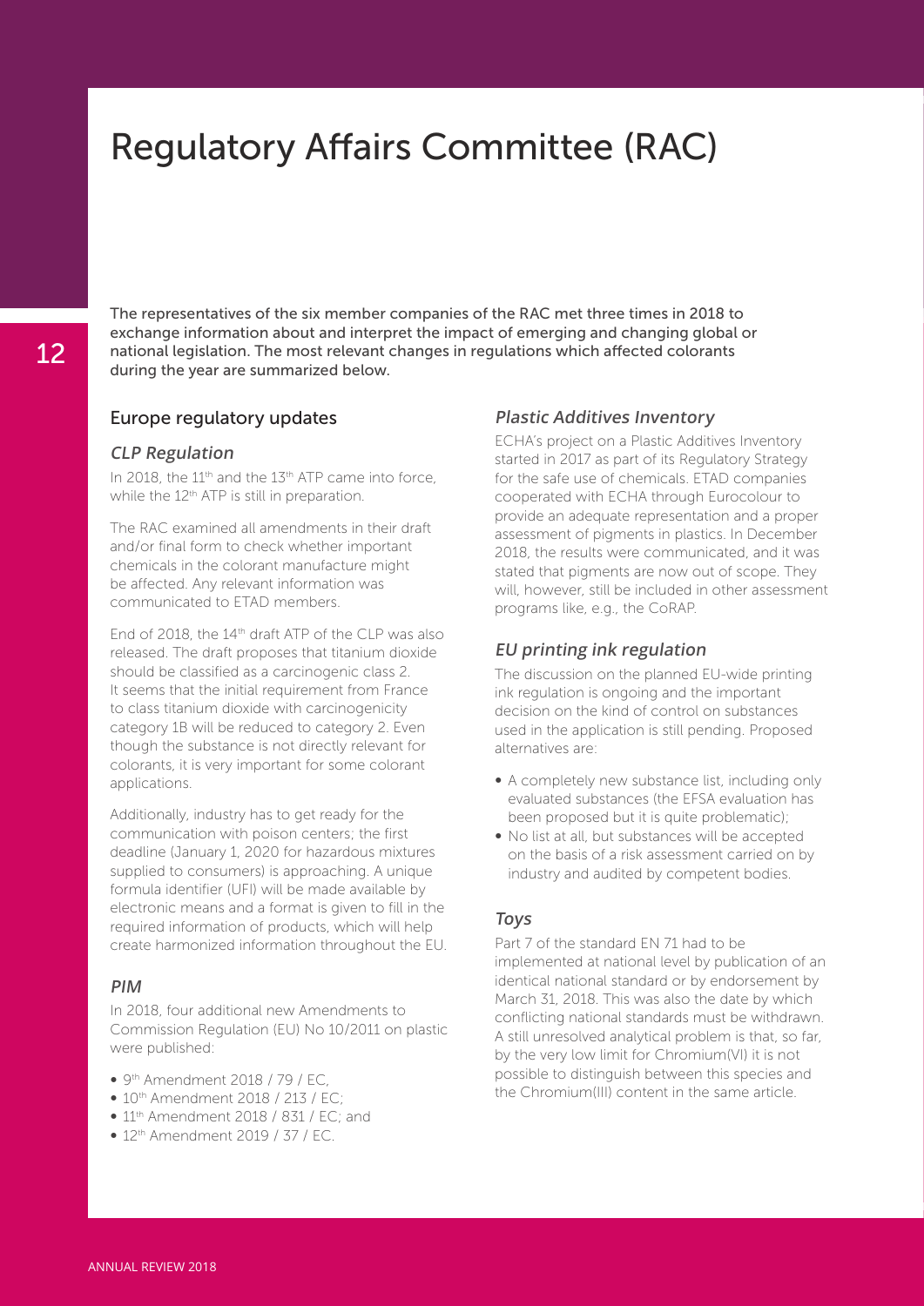# Regulatory Affairs Committee (RAC)

The representatives of the six member companies of the RAC met three times in 2018 to exchange information about and interpret the impact of emerging and changing global or national legislation. The most relevant changes in regulations which affected colorants during the year are summarized below.

## Europe regulatory updates

### *CLP Regulation*

In 2018, the 11th and the 13th ATP came into force, while the 12th ATP is still in preparation.

The RAC examined all amendments in their draft and/or final form to check whether important chemicals in the colorant manufacture might be affected. Any relevant information was communicated to ETAD members.

End of 2018, the 14th draft ATP of the CLP was also released. The draft proposes that titanium dioxide should be classified as a carcinogenic class 2. It seems that the initial requirement from France to class titanium dioxide with carcinogenicity category 1B will be reduced to category 2. Even though the substance is not directly relevant for colorants, it is very important for some colorant applications.

Additionally, industry has to get ready for the communication with poison centers; the first deadline (January 1, 2020 for hazardous mixtures supplied to consumers) is approaching. A unique formula identifier (UFI) will be made available by electronic means and a format is given to fill in the required information of products, which will help create harmonized information throughout the EU.

### *PIM*

In 2018, four additional new Amendments to Commission Regulation (EU) No 10/2011 on plastic were published:

- 9th Amendment 2018 / 79 / EC,
- 10th Amendment 2018 / 213 / EC;
- 11th Amendment 2018 / 831 / EC; and
- 12th Amendment 2019 / 37 / EC.

### *Plastic Additives Inventory*

ECHA's project on a Plastic Additives Inventory started in 2017 as part of its Regulatory Strategy for the safe use of chemicals. ETAD companies cooperated with ECHA through Eurocolour to provide an adequate representation and a proper assessment of pigments in plastics. In December 2018, the results were communicated, and it was stated that pigments are now out of scope. They will, however, still be included in other assessment programs like, e.g., the CoRAP.

### *EU printing ink regulation*

The discussion on the planned EU-wide printing ink regulation is ongoing and the important decision on the kind of control on substances used in the application is still pending. Proposed alternatives are:

- A completely new substance list, including only evaluated substances (the EFSA evaluation has been proposed but it is quite problematic);
- No list at all, but substances will be accepted on the basis of a risk assessment carried on by industry and audited by competent bodies.

### *Toys*

Part 7 of the standard EN 71 had to be implemented at national level by publication of an identical national standard or by endorsement by March 31, 2018. This was also the date by which conflicting national standards must be withdrawn. A still unresolved analytical problem is that, so far, by the very low limit for Chromium(VI) it is not possible to distinguish between this species and the Chromium(III) content in the same article.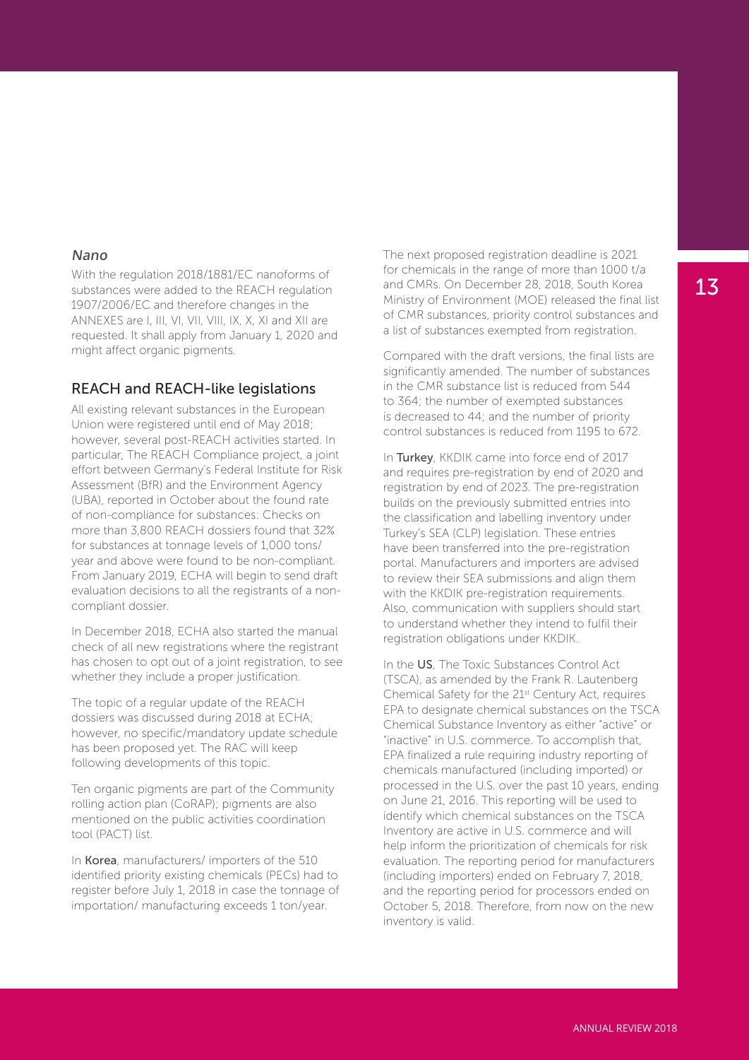### *Nano*

With the regulation 2018/1881/EC nanoforms of substances were added to the REACH regulation 1907/2006/EC and therefore changes in the ANNEXES are I, III, VI, VII, VIII, IX, X, XI and XII are requested. It shall apply from January 1, 2020 and might affect organic pigments.

## REACH and REACH-like legislations

All existing relevant substances in the European Union were registered until end of May 2018; however, several post-REACH activities started. In particular, The REACH Compliance project, a joint effort between Germany's Federal Institute for Risk Assessment (BfR) and the Environment Agency (UBA), reported in October about the found rate of non-compliance for substances: Checks on more than 3,800 REACH dossiers found that 32% for substances at tonnage levels of 1,000 tons/year and above were found to be non-compliant. From January 2019, ECHA will begin to send draft evaluation decisions to all the registrants of a non-compliant dossier.

In December 2018, ECHA also started the manual check of all new registrations where the registrant has chosen to opt out of a joint registration, to see whether they include a proper justification.

The topic of a regular update of the REACH dossiers was discussed during 2018 at ECHA; however, no specific/mandatory update schedule has been proposed yet. The RAC will keep following developments of this topic.

Ten organic pigments are part of the Community rolling action plan (CoRAP); pigments are also mentioned on the public activities coordination tool (PACT) list.

In **Korea**, manufacturers/ importers of the 510 identified priority existing chemicals (PECs) had to register before July 1, 2018 in case the tonnage of importation/ manufacturing exceeds 1 ton/year.

The next proposed registration deadline is 2021 for chemicals in the range of more than 1000 t/a and CMRs. On December 28, 2018, South Korea Ministry of Environment (MOE) released the final list of CMR substances, priority control substances and a list of substances exempted from registration.

Compared with the draft versions, the final lists are significantly amended. The number of substances in the CMR substance list is reduced from 544 to 364; the number of exempted substances is decreased to 44; and the number of priority control substances is reduced from 1195 to 672.

In **Turkey**, KKDIK came into force end of 2017 and requires pre-registration by end of 2020 and registration by end of 2023. The pre-registration builds on the previously submitted entries into the classification and labelling inventory under Turkey's SEA (CLP) legislation. These entries have been transferred into the pre-registration portal. Manufacturers and importers are advised to review their SEA submissions and align them with the KKDIK pre-registration requirements. Also, communication with suppliers should start to understand whether they intend to fulfil their registration obligations under KKDIK.

In the **US**, The Toxic Substances Control Act (TSCA), as amended by the Frank R. Lautenberg Chemical Safety for the 21st Century Act, requires EPA to designate chemical substances on the TSCA Chemical Substance Inventory as either "active" or "inactive" in U.S. commerce. To accomplish that, EPA finalized a rule requiring industry reporting of chemicals manufactured (including imported) or processed in the U.S. over the past 10 years, ending on June 21, 2016. This reporting will be used to identify which chemical substances on the TSCA Inventory are active in U.S. commerce and will help inform the prioritization of chemicals for risk evaluation. The reporting period for manufacturers (including importers) ended on February 7, 2018, and the reporting period for processors ended on October 5, 2018. Therefore, from now on the new inventory is valid.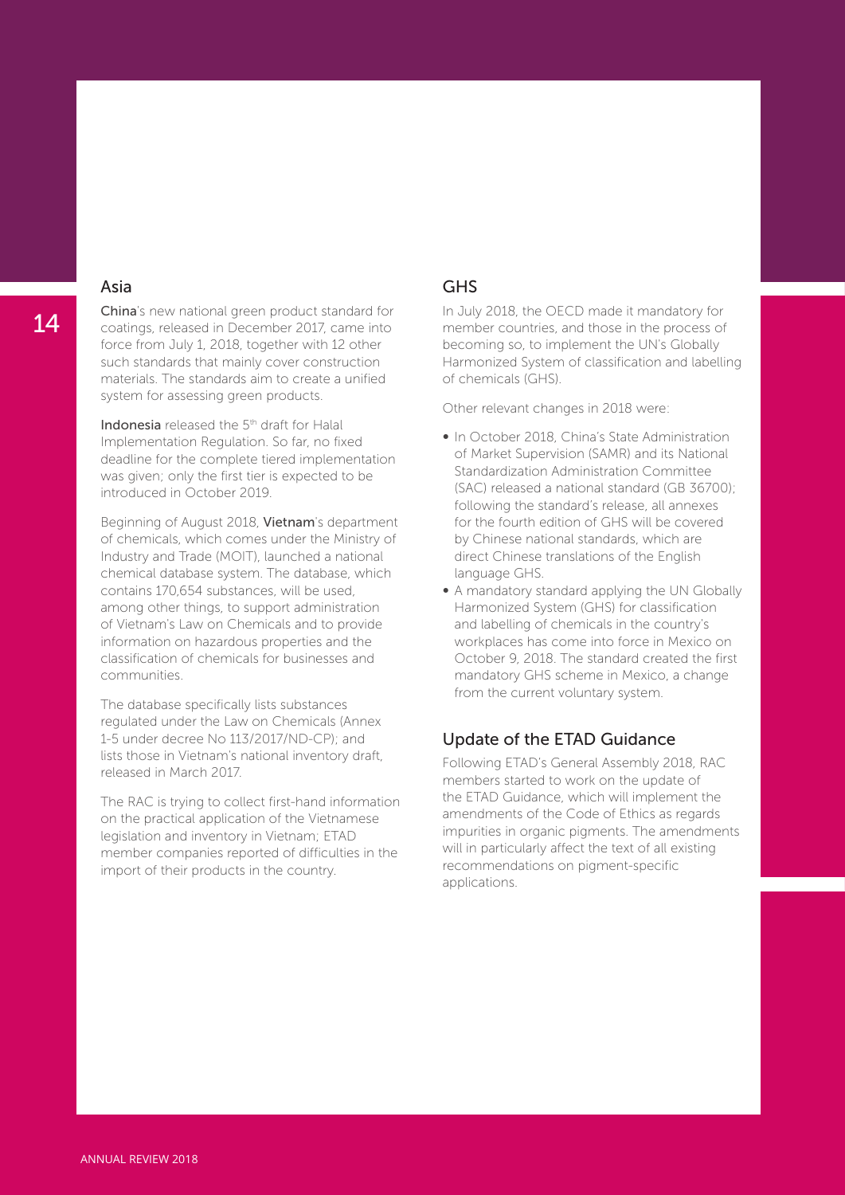## Asia

**China**'s new national green product standard for coatings, released in December 2017, came into force from July 1, 2018, together with 12 other such standards that mainly cover construction materials. The standards aim to create a unified system for assessing green products.

**Indonesia** released the 5th draft for Halal Implementation Regulation. So far, no fixed deadline for the complete tiered implementation was given; only the first tier is expected to be introduced in October 2019.

Beginning of August 2018, **Vietnam**'s department of chemicals, which comes under the Ministry of Industry and Trade (MOIT), launched a national chemical database system. The database, which contains 170,654 substances, will be used, among other things, to support administration of Vietnam's Law on Chemicals and to provide information on hazardous properties and the classification of chemicals for businesses and communities.

The database specifically lists substances regulated under the Law on Chemicals (Annex 1-5 under decree No 113/2017/ND-CP); and lists those in Vietnam's national inventory draft, released in March 2017.

The RAC is trying to collect first-hand information on the practical application of the Vietnamese legislation and inventory in Vietnam; ETAD member companies reported of difficulties in the import of their products in the country.

## GHS

In July 2018, the OECD made it mandatory for member countries, and those in the process of becoming so, to implement the UN's Globally Harmonized System of classification and labelling of chemicals (GHS).

Other relevant changes in 2018 were:

- In October 2018, China's State Administration of Market Supervision (SAMR) and its National Standardization Administration Committee (SAC) released a national standard (GB 36700); following the standard's release, all annexes for the fourth edition of GHS will be covered by Chinese national standards, which are direct Chinese translations of the English language GHS.
- A mandatory standard applying the UN Globally Harmonized System (GHS) for classification and labelling of chemicals in the country's workplaces has come into force in Mexico on October 9, 2018. The standard created the first mandatory GHS scheme in Mexico, a change from the current voluntary system.

## Update of the ETAD Guidance

Following ETAD's General Assembly 2018, RAC members started to work on the update of the ETAD Guidance, which will implement the amendments of the Code of Ethics as regards impurities in organic pigments. The amendments will in particularly affect the text of all existing recommendations on pigment-specific applications.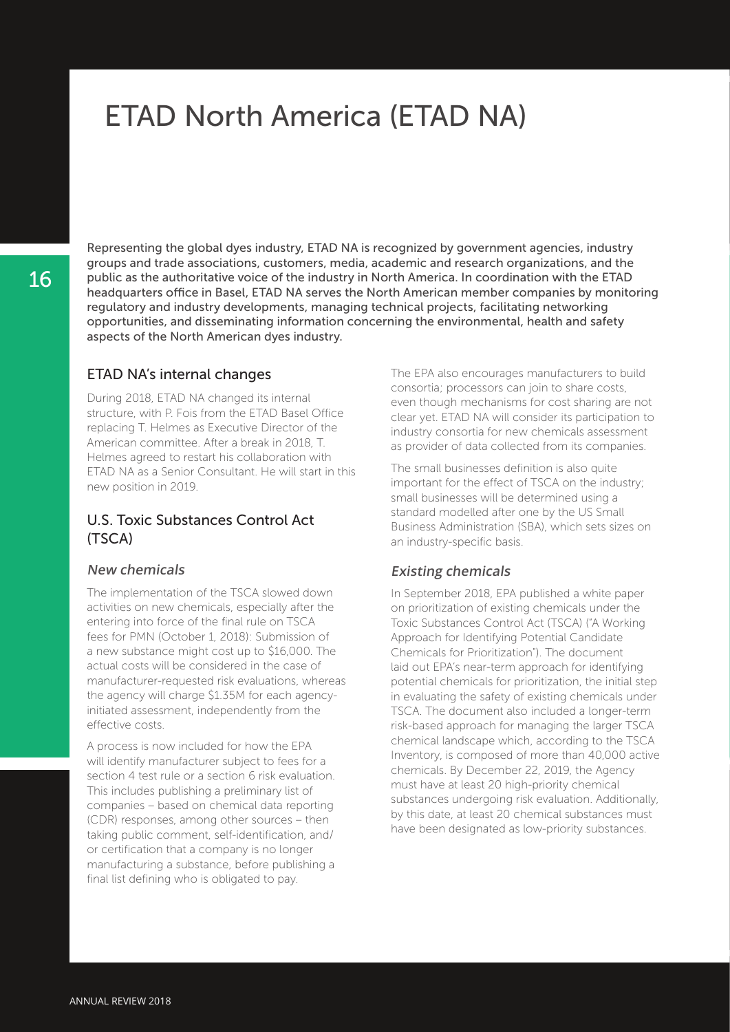# ETAD North America (ETAD NA)

Representing the global dyes industry, ETAD NA is recognized by government agencies, industry groups and trade associations, customers, media, academic and research organizations, and the public as the authoritative voice of the industry in North America. In coordination with the ETAD headquarters office in Basel, ETAD NA serves the North American member companies by monitoring regulatory and industry developments, managing technical projects, facilitating networking opportunities, and disseminating information concerning the environmental, health and safety aspects of the North American dyes industry.

## ETAD NA's internal changes

During 2018, ETAD NA changed its internal structure, with P. Fois from the ETAD Basel Office replacing T. Helmes as Executive Director of the American committee. After a break in 2018, T. Helmes agreed to restart his collaboration with ETAD NA as a Senior Consultant. He will start in this new position in 2019.

## U.S. Toxic Substances Control Act (TSCA)

### *New chemicals*

The implementation of the TSCA slowed down activities on new chemicals, especially after the entering into force of the final rule on TSCA fees for PMN (October 1, 2018): Submission of a new substance might cost up to $16,000. The actual costs will be considered in the case of manufacturer-requested risk evaluations, whereas the agency will charge $1.35M for each agency-initiated assessment, independently from the effective costs.

A process is now included for how the EPA will identify manufacturer subject to fees for a section 4 test rule or a section 6 risk evaluation. This includes publishing a preliminary list of companies – based on chemical data reporting (CDR) responses, among other sources – then taking public comment, self-identification, and/or certification that a company is no longer manufacturing a substance, before publishing a final list defining who is obligated to pay.

The EPA also encourages manufacturers to build consortia; processors can join to share costs, even though mechanisms for cost sharing are not clear yet. ETAD NA will consider its participation to industry consortia for new chemicals assessment as provider of data collected from its companies.

The small businesses definition is also quite important for the effect of TSCA on the industry; small businesses will be determined using a standard modelled after one by the US Small Business Administration (SBA), which sets sizes on an industry-specific basis.

### *Existing chemicals*

In September 2018, EPA published a white paper on prioritization of existing chemicals under the Toxic Substances Control Act (TSCA) ("A Working Approach for Identifying Potential Candidate Chemicals for Prioritization"). The document laid out EPA's near-term approach for identifying potential chemicals for prioritization, the initial step in evaluating the safety of existing chemicals under TSCA. The document also included a longer-term risk-based approach for managing the larger TSCA chemical landscape which, according to the TSCA Inventory, is composed of more than 40,000 active chemicals. By December 22, 2019, the Agency must have at least 20 high-priority chemical substances undergoing risk evaluation. Additionally, by this date, at least 20 chemical substances must have been designated as low-priority substances.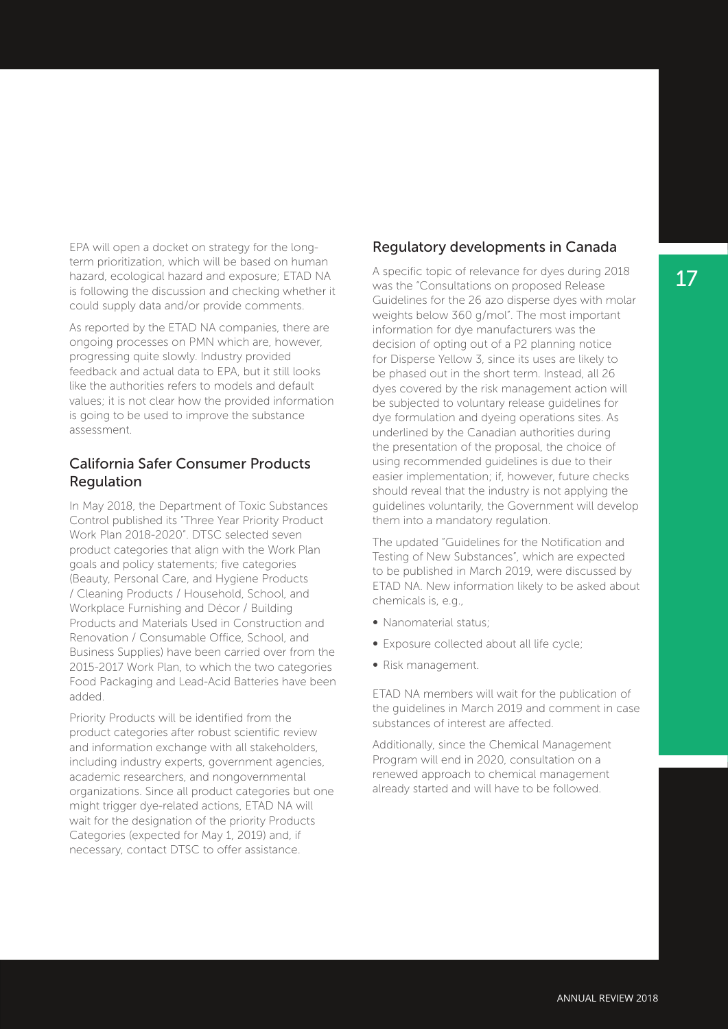EPA will open a docket on strategy for the long-term prioritization, which will be based on human hazard, ecological hazard and exposure; ETAD NA is following the discussion and checking whether it could supply data and/or provide comments.

As reported by the ETAD NA companies, there are ongoing processes on PMN which are, however, progressing quite slowly. Industry provided feedback and actual data to EPA, but it still looks like the authorities refers to models and default values; it is not clear how the provided information is going to be used to improve the substance assessment.

## California Safer Consumer Products Regulation

In May 2018, the Department of Toxic Substances Control published its "Three Year Priority Product Work Plan 2018-2020". DTSC selected seven product categories that align with the Work Plan goals and policy statements; five categories (Beauty, Personal Care, and Hygiene Products / Cleaning Products / Household, School, and Workplace Furnishing and Décor / Building Products and Materials Used in Construction and Renovation / Consumable Office, School, and Business Supplies) have been carried over from the 2015-2017 Work Plan, to which the two categories Food Packaging and Lead-Acid Batteries have been added.

Priority Products will be identified from the product categories after robust scientific review and information exchange with all stakeholders, including industry experts, government agencies, academic researchers, and nongovernmental organizations. Since all product categories but one might trigger dye-related actions, ETAD NA will wait for the designation of the priority Products Categories (expected for May 1, 2019) and, if necessary, contact DTSC to offer assistance.

## Regulatory developments in Canada

A specific topic of relevance for dyes during 2018 was the "Consultations on proposed Release Guidelines for the 26 azo disperse dyes with molar weights below 360 g/mol". The most important information for dye manufacturers was the decision of opting out of a P2 planning notice for Disperse Yellow 3, since its uses are likely to be phased out in the short term. Instead, all 26 dyes covered by the risk management action will be subjected to voluntary release guidelines for dye formulation and dyeing operations sites. As underlined by the Canadian authorities during the presentation of the proposal, the choice of using recommended guidelines is due to their easier implementation; if, however, future checks should reveal that the industry is not applying the guidelines voluntarily, the Government will develop them into a mandatory regulation.

The updated "Guidelines for the Notification and Testing of New Substances", which are expected to be published in March 2019, were discussed by ETAD NA. New information likely to be asked about chemicals is, e.g.,

- Nanomaterial status;
- Exposure collected about all life cycle;
- Risk management.

ETAD NA members will wait for the publication of the guidelines in March 2019 and comment in case substances of interest are affected.

Additionally, since the Chemical Management Program will end in 2020, consultation on a renewed approach to chemical management already started and will have to be followed.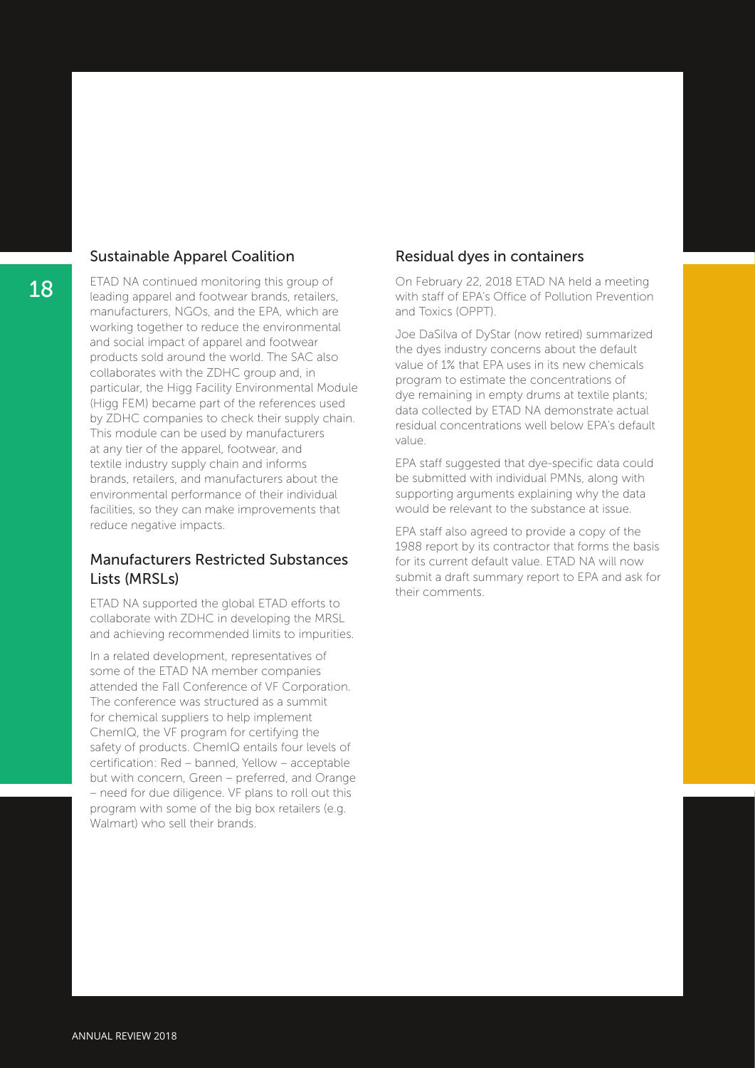## Sustainable Apparel Coalition

ETAD NA continued monitoring this group of leading apparel and footwear brands, retailers, manufacturers, NGOs, and the EPA, which are working together to reduce the environmental and social impact of apparel and footwear products sold around the world. The SAC also collaborates with the ZDHC group and, in particular, the Higg Facility Environmental Module (Higg FEM) became part of the references used by ZDHC companies to check their supply chain. This module can be used by manufacturers at any tier of the apparel, footwear, and textile industry supply chain and informs brands, retailers, and manufacturers about the environmental performance of their individual facilities, so they can make improvements that reduce negative impacts.

## Manufacturers Restricted Substances Lists (MRSLs)

ETAD NA supported the global ETAD efforts to collaborate with ZDHC in developing the MRSL and achieving recommended limits to impurities.

In a related development, representatives of some of the ETAD NA member companies attended the Fall Conference of VF Corporation. The conference was structured as a summit for chemical suppliers to help implement ChemIQ, the VF program for certifying the safety of products. ChemIQ entails four levels of certification: Red – banned, Yellow – acceptable but with concern, Green – preferred, and Orange – need for due diligence. VF plans to roll out this program with some of the big box retailers (e.g. Walmart) who sell their brands.

## Residual dyes in containers

On February 22, 2018 ETAD NA held a meeting with staff of EPA's Office of Pollution Prevention and Toxics (OPPT).

Joe DaSilva of DyStar (now retired) summarized the dyes industry concerns about the default value of 1% that EPA uses in its new chemicals program to estimate the concentrations of dye remaining in empty drums at textile plants; data collected by ETAD NA demonstrate actual residual concentrations well below EPA's default value.

EPA staff suggested that dye-specific data could be submitted with individual PMNs, along with supporting arguments explaining why the data would be relevant to the substance at issue.

EPA staff also agreed to provide a copy of the 1988 report by its contractor that forms the basis for its current default value. ETAD NA will now submit a draft summary report to EPA and ask for their comments.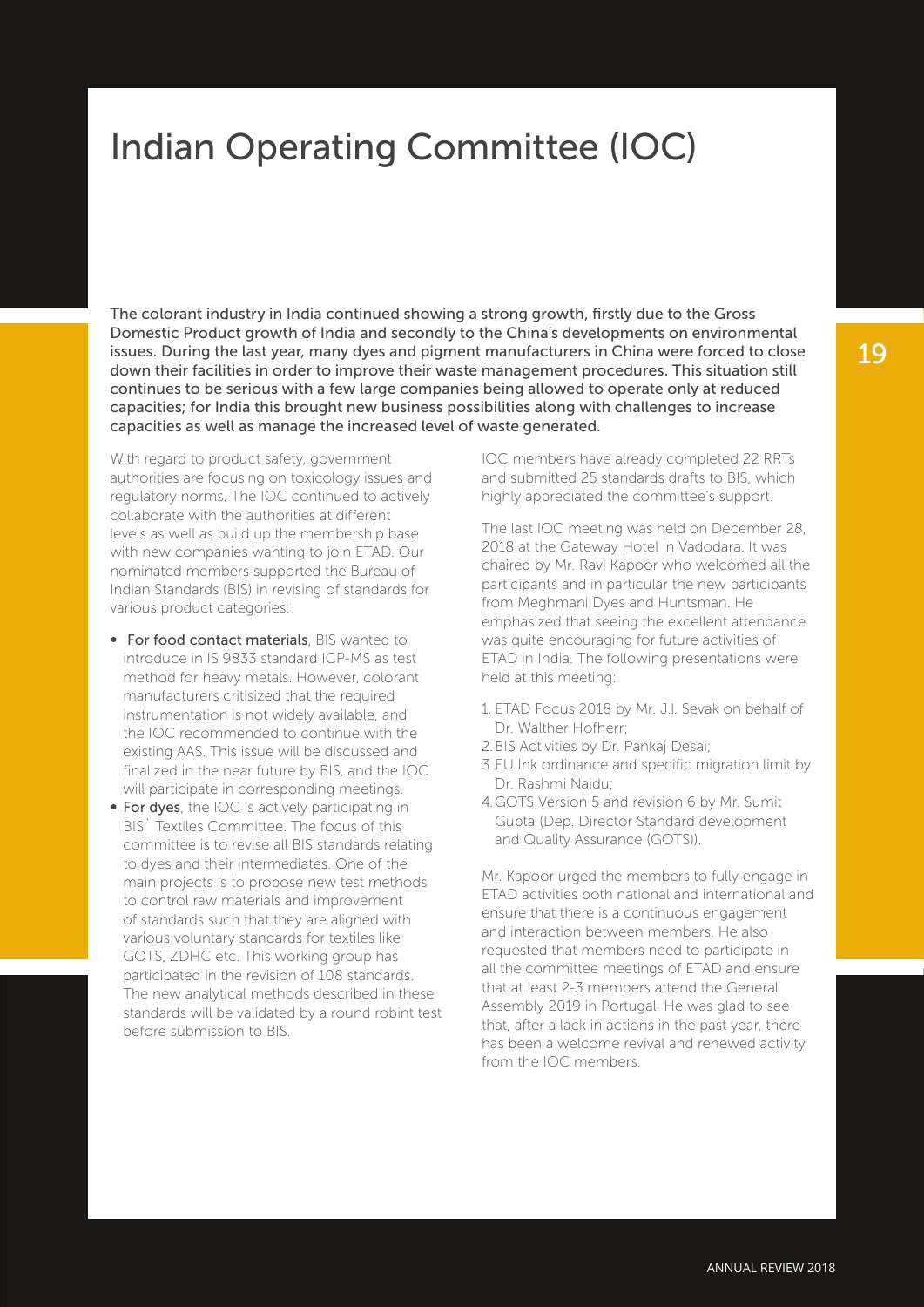# Indian Operating Committee (IOC)

**The colorant industry in India continued showing a strong growth, firstly due to the Gross Domestic Product growth of India and secondly to the China's developments on environmental issues. During the last year, many dyes and pigment manufacturers in China were forced to close down their facilities in order to improve their waste management procedures. This situation still continues to be serious with a few large companies being allowed to operate only at reduced capacities; for India this brought new business possibilities along with challenges to increase capacities as well as manage the increased level of waste generated.**

With regard to product safety, government authorities are focusing on toxicology issues and regulatory norms. The IOC continued to actively collaborate with the authorities at different levels as well as build up the membership base with new companies wanting to join ETAD. Our nominated members supported the Bureau of Indian Standards (BIS) in revising of standards for various product categories:

- **For food contact materials**, BIS wanted to introduce in IS 9833 standard ICP-MS as test method for heavy metals. However, colorant manufacturers critisized that the required instrumentation is not widely available, and the IOC recommended to continue with the existing AAS. This issue will be discussed and finalized in the near future by BIS, and the IOC will participate in corresponding meetings.
- **For dyes**, the IOC is actively participating in BIS` Textiles Committee. The focus of this committee is to revise all BIS standards relating to dyes and their intermediates. One of the main projects is to propose new test methods to control raw materials and improvement of standards such that they are aligned with various voluntary standards for textiles like GOTS, ZDHC etc. This working group has participated in the revision of 108 standards. The new analytical methods described in these standards will be validated by a round robint test before submission to BIS.

IOC members have already completed 22 RRTs and submitted 25 standards drafts to BIS, which highly appreciated the committee's support.

The last IOC meeting was held on December 28, 2018 at the Gateway Hotel in Vadodara. It was chaired by Mr. Ravi Kapoor who welcomed all the participants and in particular the new participants from Meghmani Dyes and Huntsman. He emphasized that seeing the excellent attendance was quite encouraging for future activities of ETAD in India. The following presentations were held at this meeting:

1. ETAD Focus 2018 by Mr. J.I. Sevak on behalf of Dr. Walther Hofherr;
2. BIS Activities by Dr. Pankaj Desai;
3. EU Ink ordinance and specific migration limit by Dr. Rashmi Naidu;
4. GOTS Version 5 and revision 6 by Mr. Sumit Gupta (Dep. Director Standard development and Quality Assurance (GOTS)).

Mr. Kapoor urged the members to fully engage in ETAD activities both national and international and ensure that there is a continuous engagement and interaction between members. He also requested that members need to participate in all the committee meetings of ETAD and ensure that at least 2-3 members attend the General Assembly 2019 in Portugal. He was glad to see that, after a lack in actions in the past year, there has been a welcome revival and renewed activity from the IOC members.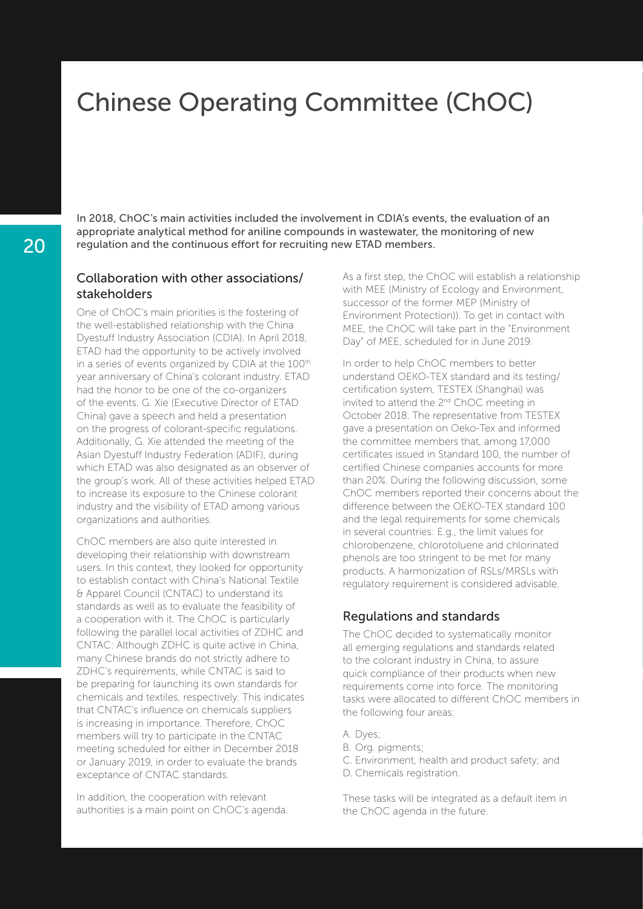# Chinese Operating Committee (ChOC)

In 2018, ChOC's main activities included the involvement in CDIA's events, the evaluation of an appropriate analytical method for aniline compounds in wastewater, the monitoring of new regulation and the continuous effort for recruiting new ETAD members.

## Collaboration with other associations/ stakeholders

One of ChOC's main priorities is the fostering of the well-established relationship with the China Dyestuff Industry Association (CDIA). In April 2018, ETAD had the opportunity to be actively involved in a series of events organized by CDIA at the 100th year anniversary of China's colorant industry. ETAD had the honor to be one of the co-organizers of the events. G. Xie (Executive Director of ETAD China) gave a speech and held a presentation on the progress of colorant-specific regulations. Additionally, G. Xie attended the meeting of the Asian Dyestuff Industry Federation (ADIF), during which ETAD was also designated as an observer of the group's work. All of these activities helped ETAD to increase its exposure to the Chinese colorant industry and the visibility of ETAD among various organizations and authorities.

ChOC members are also quite interested in developing their relationship with downstream users. In this context, they looked for opportunity to establish contact with China's National Textile & Apparel Council (CNTAC) to understand its standards as well as to evaluate the feasibility of a cooperation with it. The ChOC is particularly following the parallel local activities of ZDHC and CNTAC: Although ZDHC is quite active in China, many Chinese brands do not strictly adhere to ZDHC's requirements, while CNTAC is said to be preparing for launching its own standards for chemicals and textiles, respectively. This indicates that CNTAC's influence on chemicals suppliers is increasing in importance. Therefore, ChOC members will try to participate in the CNTAC meeting scheduled for either in December 2018 or January 2019, in order to evaluate the brands exceptance of CNTAC standards.

In addition, the cooperation with relevant authorities is a main point on ChOC's agenda. As a first step, the ChOC will establish a relationship with MEE (Ministry of Ecology and Environment, successor of the former MEP (Ministry of Environment Protection)). To get in contact with MEE, the ChOC will take part in the "Environment Day" of MEE, scheduled for in June 2019.

In order to help ChOC members to better understand OEKO-TEX standard and its testing/ certification system, TESTEX (Shanghai) was invited to attend the 2nd ChOC meeting in October 2018. The representative from TESTEX gave a presentation on Oeko-Tex and informed the committee members that, among 17,000 certificates issued in Standard 100, the number of certified Chinese companies accounts for more than 20%. During the following discussion, some ChOC members reported their concerns about the difference between the OEKO-TEX standard 100 and the legal requirements for some chemicals in several countries: E.g., the limit values for chlorobenzene, chlorotoluene and chlorinated phenols are too stringent to be met for many products. A harmonization of RSLs/MRSLs with regulatory requirement is considered advisable.

## Regulations and standards

The ChOC decided to systematically monitor all emerging regulations and standards related to the colorant industry in China, to assure quick compliance of their products when new requirements come into force. The monitoring tasks were allocated to different ChOC members in the following four areas:

A. Dyes;
B. Org. pigments;
C. Environment, health and product safety; and
D. Chemicals registration.

These tasks will be integrated as a default item in the ChOC agenda in the future.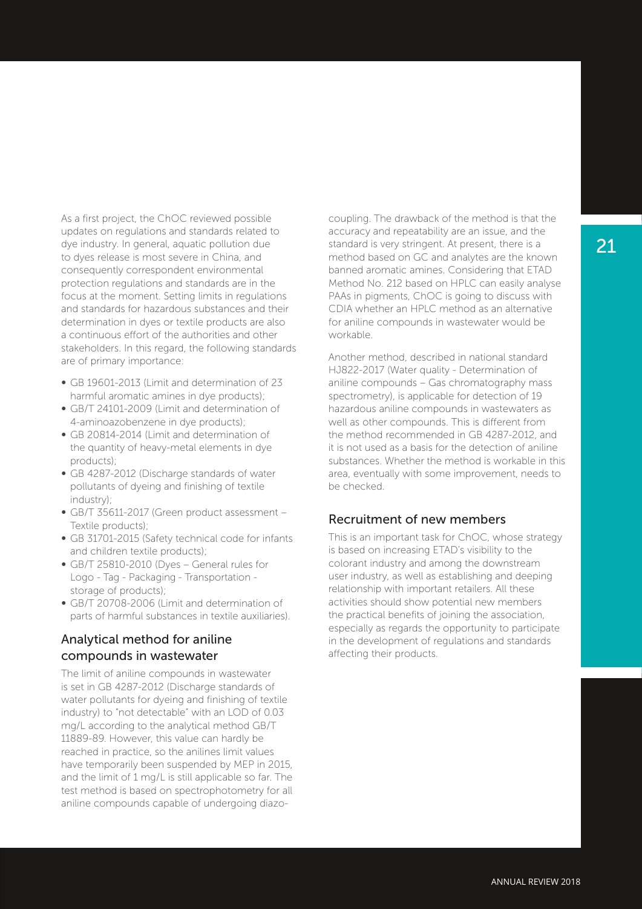As a first project, the ChOC reviewed possible updates on regulations and standards related to dye industry. In general, aquatic pollution due to dyes release is most severe in China, and consequently correspondent environmental protection regulations and standards are in the focus at the moment. Setting limits in regulations and standards for hazardous substances and their determination in dyes or textile products are also a continuous effort of the authorities and other stakeholders. In this regard, the following standards are of primary importance:

- GB 19601-2013 (Limit and determination of 23 harmful aromatic amines in dye products);
- GB/T 24101-2009 (Limit and determination of 4-aminoazobenzene in dye products);
- GB 20814-2014 (Limit and determination of the quantity of heavy-metal elements in dye products);
- GB 4287-2012 (Discharge standards of water pollutants of dyeing and finishing of textile industry);
- GB/T 35611-2017 (Green product assessment – Textile products);
- GB 31701-2015 (Safety technical code for infants and children textile products);
- GB/T 25810-2010 (Dyes – General rules for Logo - Tag - Packaging - Transportation - storage of products);
- GB/T 20708-2006 (Limit and determination of parts of harmful substances in textile auxiliaries).

## Analytical method for aniline compounds in wastewater

The limit of aniline compounds in wastewater is set in GB 4287-2012 (Discharge standards of water pollutants for dyeing and finishing of textile industry) to "not detectable" with an LOD of 0.03 mg/L according to the analytical method GB/T 11889-89. However, this value can hardly be reached in practice, so the anilines limit values have temporarily been suspended by MEP in 2015, and the limit of 1 mg/L is still applicable so far. The test method is based on spectrophotometry for all aniline compounds capable of undergoing diazo-coupling. The drawback of the method is that the accuracy and repeatability are an issue, and the standard is very stringent. At present, there is a method based on GC and analytes are the known banned aromatic amines. Considering that ETAD Method No. 212 based on HPLC can easily analyse PAAs in pigments, ChOC is going to discuss with CDIA whether an HPLC method as an alternative for aniline compounds in wastewater would be workable.

Another method, described in national standard HJ822-2017 (Water quality - Determination of aniline compounds – Gas chromatography mass spectrometry), is applicable for detection of 19 hazardous aniline compounds in wastewaters as well as other compounds. This is different from the method recommended in GB 4287-2012, and it is not used as a basis for the detection of aniline substances. Whether the method is workable in this area, eventually with some improvement, needs to be checked.

## Recruitment of new members

This is an important task for ChOC, whose strategy is based on increasing ETAD's visibility to the colorant industry and among the downstream user industry, as well as establishing and deeping relationship with important retailers. All these activities should show potential new members the practical benefits of joining the association, especially as regards the opportunity to participate in the development of regulations and standards affecting their products.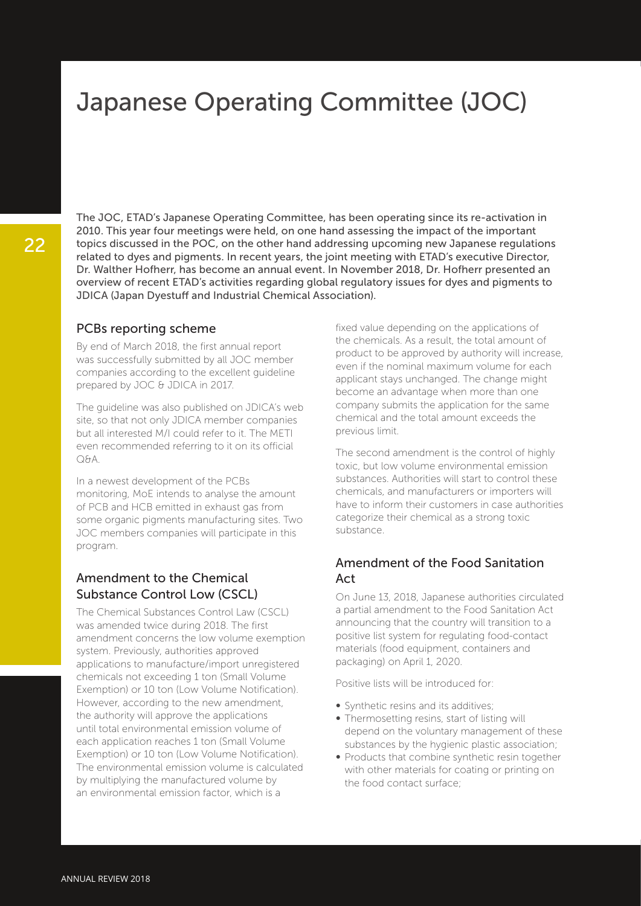# Japanese Operating Committee (JOC)

The JOC, ETAD's Japanese Operating Committee, has been operating since its re-activation in 2010. This year four meetings were held, on one hand assessing the impact of the important topics discussed in the POC, on the other hand addressing upcoming new Japanese regulations related to dyes and pigments. In recent years, the joint meeting with ETAD's executive Director, Dr. Walther Hofherr, has become an annual event. In November 2018, Dr. Hofherr presented an overview of recent ETAD's activities regarding global regulatory issues for dyes and pigments to JDICA (Japan Dyestuff and Industrial Chemical Association).

## PCBs reporting scheme

By end of March 2018, the first annual report was successfully submitted by all JOC member companies according to the excellent guideline prepared by JOC & JDICA in 2017.

The guideline was also published on JDICA's web site, so that not only JDICA member companies but all interested M/I could refer to it. The METI even recommended referring to it on its official Q&A.

In a newest development of the PCBs monitoring, MoE intends to analyse the amount of PCB and HCB emitted in exhaust gas from some organic pigments manufacturing sites. Two JOC members companies will participate in this program.

## Amendment to the Chemical Substance Control Low (CSCL)

The Chemical Substances Control Law (CSCL) was amended twice during 2018. The first amendment concerns the low volume exemption system. Previously, authorities approved applications to manufacture/import unregistered chemicals not exceeding 1 ton (Small Volume Exemption) or 10 ton (Low Volume Notification). However, according to the new amendment, the authority will approve the applications until total environmental emission volume of each application reaches 1 ton (Small Volume Exemption) or 10 ton (Low Volume Notification). The environmental emission volume is calculated by multiplying the manufactured volume by an environmental emission factor, which is a fixed value depending on the applications of the chemicals. As a result, the total amount of product to be approved by authority will increase, even if the nominal maximum volume for each applicant stays unchanged. The change might become an advantage when more than one company submits the application for the same chemical and the total amount exceeds the previous limit.

The second amendment is the control of highly toxic, but low volume environmental emission substances. Authorities will start to control these chemicals, and manufacturers or importers will have to inform their customers in case authorities categorize their chemical as a strong toxic substance.

## Amendment of the Food Sanitation Act

On June 13, 2018, Japanese authorities circulated a partial amendment to the Food Sanitation Act announcing that the country will transition to a positive list system for regulating food-contact materials (food equipment, containers and packaging) on April 1, 2020.

Positive lists will be introduced for:

- Synthetic resins and its additives;
- Thermosetting resins, start of listing will depend on the voluntary management of these substances by the hygienic plastic association;
- Products that combine synthetic resin together with other materials for coating or printing on the food contact surface;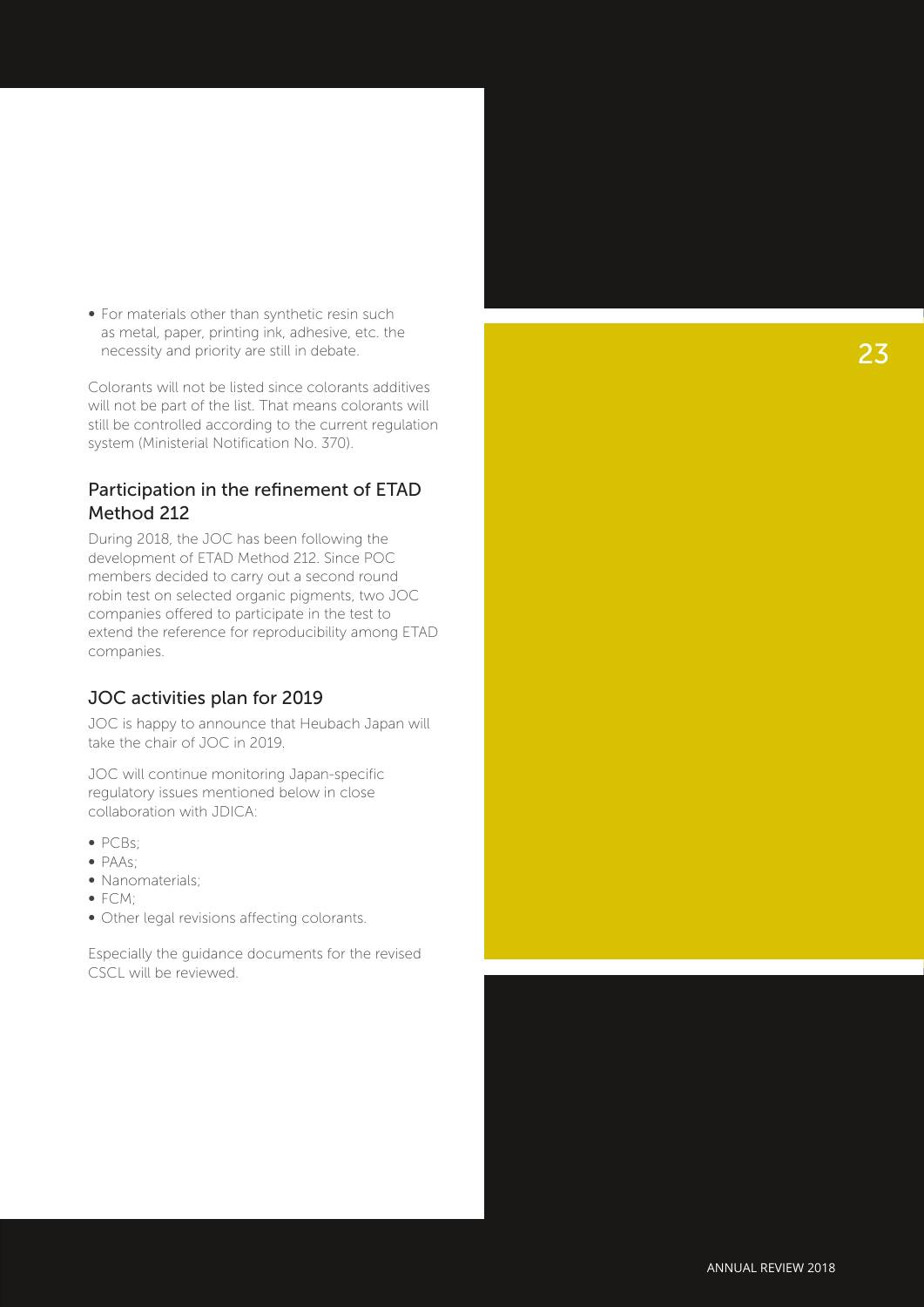- For materials other than synthetic resin such as metal, paper, printing ink, adhesive, etc. the necessity and priority are still in debate.

Colorants will not be listed since colorants additives will not be part of the list. That means colorants will still be controlled according to the current regulation system (Ministerial Notification No. 370).

## Participation in the refinement of ETAD Method 212

During 2018, the JOC has been following the development of ETAD Method 212. Since POC members decided to carry out a second round robin test on selected organic pigments, two JOC companies offered to participate in the test to extend the reference for reproducibility among ETAD companies.

## JOC activities plan for 2019

JOC is happy to announce that Heubach Japan will take the chair of JOC in 2019.

JOC will continue monitoring Japan-specific regulatory issues mentioned below in close collaboration with JDICA:

- PCBs;
- PAAs;
- Nanomaterials;
- FCM;
- Other legal revisions affecting colorants.

Especially the guidance documents for the revised CSCL will be reviewed.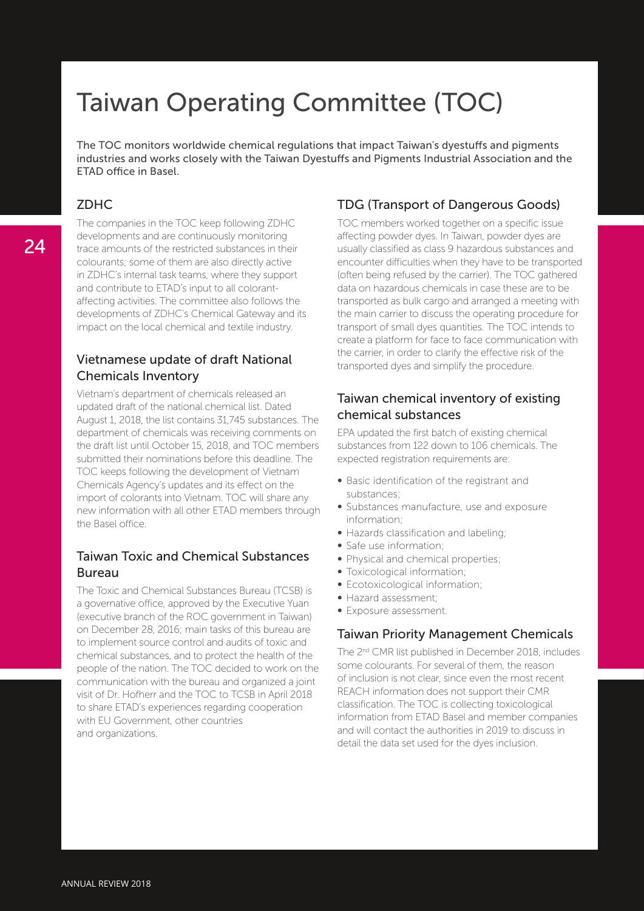# Taiwan Operating Committee (TOC)

The TOC monitors worldwide chemical regulations that impact Taiwan's dyestuffs and pigments industries and works closely with the Taiwan Dyestuffs and Pigments Industrial Association and the ETAD office in Basel.

## ZDHC

The companies in the TOC keep following ZDHC developments and are continuously monitoring trace amounts of the restricted substances in their colourants; some of them are also directly active in ZDHC's internal task teams, where they support and contribute to ETAD's input to all colorant-affecting activities. The committee also follows the developments of ZDHC's Chemical Gateway and its impact on the local chemical and textile industry.

## Vietnamese update of draft National Chemicals Inventory

Vietnam's department of chemicals released an updated draft of the national chemical list. Dated August 1, 2018, the list contains 31,745 substances. The department of chemicals was receiving comments on the draft list until October 15, 2018, and TOC members submitted their nominations before this deadline. The TOC keeps following the development of Vietnam Chemicals Agency's updates and its effect on the import of colorants into Vietnam. TOC will share any new information with all other ETAD members through the Basel office.

## Taiwan Toxic and Chemical Substances Bureau

The Toxic and Chemical Substances Bureau (TCSB) is a governative office, approved by the Executive Yuan (executive branch of the ROC government in Taiwan) on December 28, 2016; main tasks of this bureau are to implement source control and audits of toxic and chemical substances, and to protect the health of the people of the nation. The TOC decided to work on the communication with the bureau and organized a joint visit of Dr. Hofherr and the TOC to TCSB in April 2018 to share ETAD's experiences regarding cooperation with EU Government, other countries and organizations.

## TDG (Transport of Dangerous Goods)

TOC members worked together on a specific issue affecting powder dyes. In Taiwan, powder dyes are usually classified as class 9 hazardous substances and encounter difficulties when they have to be transported (often being refused by the carrier). The TOC gathered data on hazardous chemicals in case these are to be transported as bulk cargo and arranged a meeting with the main carrier to discuss the operating procedure for transport of small dyes quantities. The TOC intends to create a platform for face to face communication with the carrier, in order to clarify the effective risk of the transported dyes and simplify the procedure.

## Taiwan chemical inventory of existing chemical substances

EPA updated the first batch of existing chemical substances from 122 down to 106 chemicals. The expected registration requirements are:

- Basic identification of the registrant and substances;
- Substances manufacture, use and exposure information;
- Hazards classification and labeling;
- Safe use information;
- Physical and chemical properties;
- Toxicological information;
- Ecotoxicological information;
- Hazard assessment;
- Exposure assessment.

## Taiwan Priority Management Chemicals

The 2nd CMR list published in December 2018, includes some colourants. For several of them, the reason of inclusion is not clear, since even the most recent REACH information does not support their CMR classification. The TOC is collecting toxicological information from ETAD Basel and member companies and will contact the authorities in 2019 to discuss in detail the data set used for the dyes inclusion.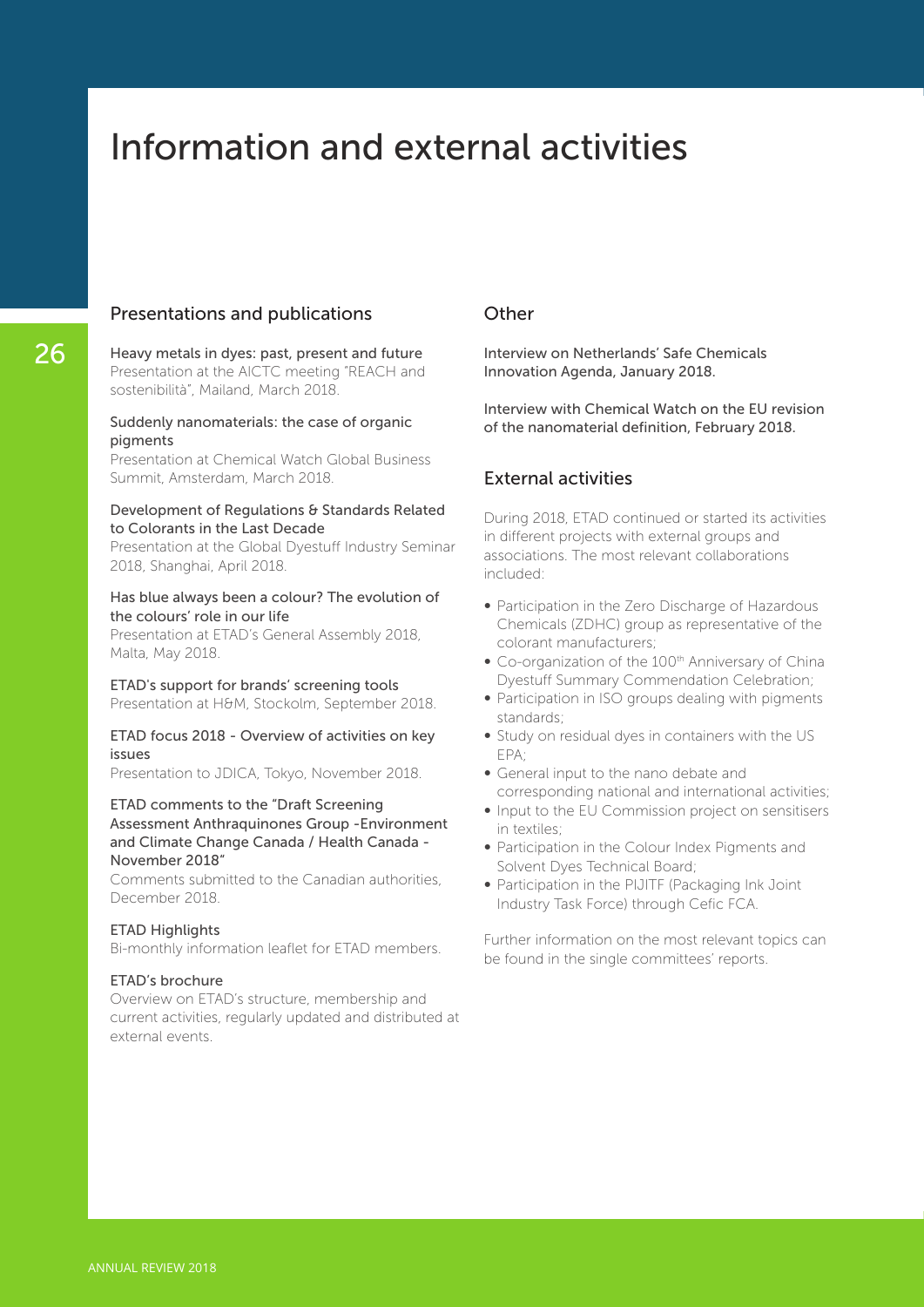# Information and external activities

## Presentations and publications

**Heavy metals in dyes: past, present and future**
Presentation at the AICTC meeting "REACH and sostenibilità", Mailand, March 2018.

**Suddenly nanomaterials: the case of organic pigments**
Presentation at Chemical Watch Global Business Summit, Amsterdam, March 2018.

**Development of Regulations & Standards Related to Colorants in the Last Decade**
Presentation at the Global Dyestuff Industry Seminar 2018, Shanghai, April 2018.

**Has blue always been a colour? The evolution of the colours' role in our life**
Presentation at ETAD's General Assembly 2018, Malta, May 2018.

**ETAD's support for brands' screening tools**
Presentation at H&M, Stockolm, September 2018.

**ETAD focus 2018 - Overview of activities on key issues**
Presentation to JDICA, Tokyo, November 2018.

**ETAD comments to the "Draft Screening Assessment Anthraquinones Group -Environment and Climate Change Canada / Health Canada - November 2018"**
Comments submitted to the Canadian authorities, December 2018.

**ETAD Highlights**
Bi-monthly information leaflet for ETAD members.

**ETAD's brochure**
Overview on ETAD's structure, membership and current activities, regularly updated and distributed at external events.

## Other

**Interview on Netherlands' Safe Chemicals Innovation Agenda, January 2018.**

**Interview with Chemical Watch on the EU revision of the nanomaterial definition, February 2018.**

## External activities

During 2018, ETAD continued or started its activities in different projects with external groups and associations. The most relevant collaborations included:

- Participation in the Zero Discharge of Hazardous Chemicals (ZDHC) group as representative of the colorant manufacturers;
- Co-organization of the 100th Anniversary of China Dyestuff Summary Commendation Celebration;
- Participation in ISO groups dealing with pigments standards;
- Study on residual dyes in containers with the US EPA;
- General input to the nano debate and corresponding national and international activities;
- Input to the EU Commission project on sensitisers in textiles;
- Participation in the Colour Index Pigments and Solvent Dyes Technical Board;
- Participation in the PIJITF (Packaging Ink Joint Industry Task Force) through Cefic FCA.

Further information on the most relevant topics can be found in the single committees' reports.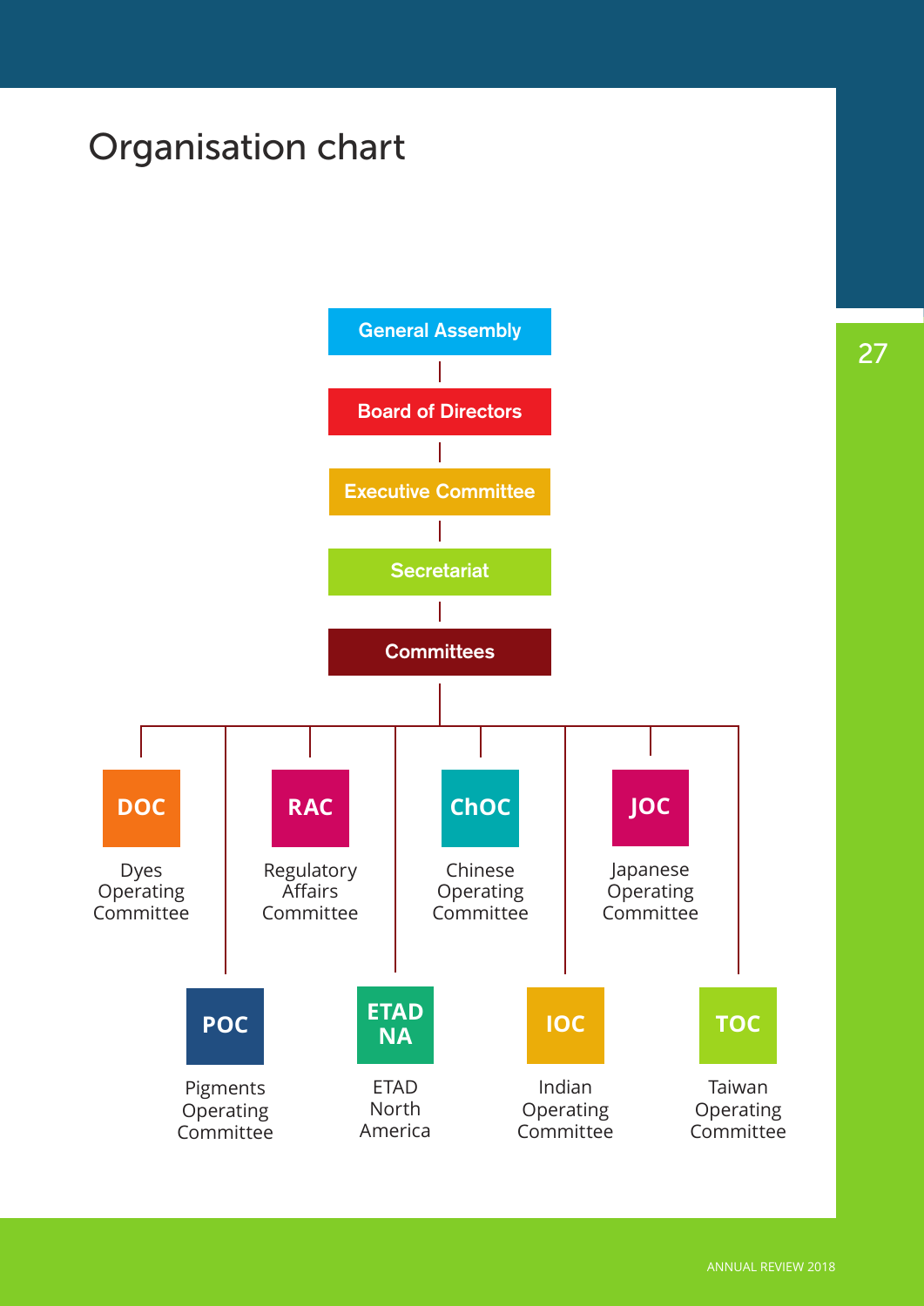# Organisation chart

- General Assembly
  - Board of Directors
    - Executive Committee
      - Secretariat
        - Committees
          - **DOC** – Dyes Operating Committee
          - **POC** – Pigments Operating Committee
          - **RAC** – Regulatory Affairs Committee
          - **ETAD NA** – ETAD North America
          - **ChOC** – Chinese Operating Committee
          - **IOC** – Indian Operating Committee
          - **JOC** – Japanese Operating Committee
          - **TOC** – Taiwan Operating Committee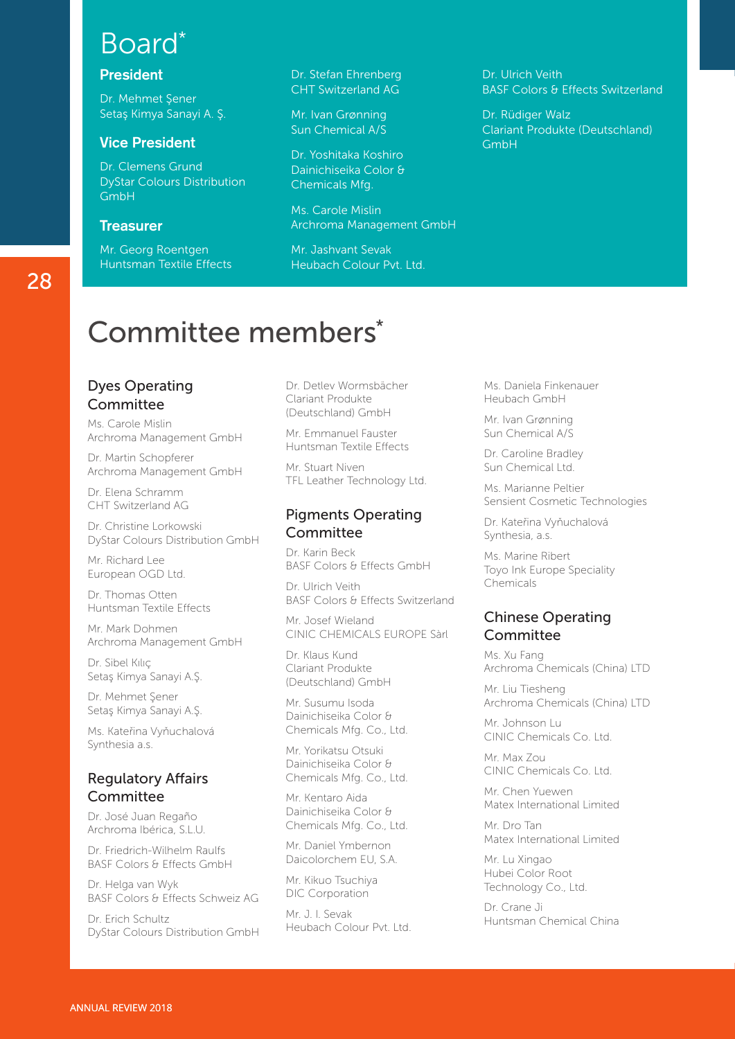# Board*

**President**

Dr. Mehmet Şener
Setaş Kimya Sanayi A. Ş.

**Vice President**

Dr. Clemens Grund
DyStar Colours Distribution GmbH

**Treasurer**

Mr. Georg Roentgen
Huntsman Textile Effects

Dr. Stefan Ehrenberg
CHT Switzerland AG

Mr. Ivan Grønning
Sun Chemical A/S

Dr. Yoshitaka Koshiro
Dainichiseika Color & Chemicals Mfg.

Ms. Carole Mislin
Archroma Management GmbH

Mr. Jashvant Sevak
Heubach Colour Pvt. Ltd.

Dr. Ulrich Veith
BASF Colors & Effects Switzerland

Dr. Rüdiger Walz
Clariant Produkte (Deutschland) GmbH

# Committee members*

## Dyes Operating Committee

Ms. Carole Mislin
Archroma Management GmbH

Dr. Martin Schopferer
Archroma Management GmbH

Dr. Elena Schramm
CHT Switzerland AG

Dr. Christine Lorkowski
DyStar Colours Distribution GmbH

Mr. Richard Lee
European OGD Ltd.

Dr. Thomas Otten
Huntsman Textile Effects

Mr. Mark Dohmen
Archroma Management GmbH

Dr. Sibel Kılıç
Setaş Kimya Sanayi A.Ş.

Dr. Mehmet Şener
Setaş Kimya Sanayi A.Ş.

Ms. Kateřina Vyňuchalová
Synthesia a.s.

## Regulatory Affairs Committee

Dr. José Juan Regaño
Archroma Ibérica, S.L.U.

Dr. Friedrich-Wilhelm Raulfs
BASF Colors & Effects GmbH

Dr. Helga van Wyk
BASF Colors & Effects Schweiz AG

Dr. Erich Schultz
DyStar Colours Distribution GmbH

Dr. Detlev Wormsbächer
Clariant Produkte (Deutschland) GmbH

Mr. Emmanuel Fauster
Huntsman Textile Effects

Mr. Stuart Niven
TFL Leather Technology Ltd.

## Pigments Operating Committee

Dr. Karin Beck
BASF Colors & Effects GmbH

Dr. Ulrich Veith
BASF Colors & Effects Switzerland

Mr. Josef Wieland
CINIC CHEMICALS EUROPE Sàrl

Dr. Klaus Kund
Clariant Produkte (Deutschland) GmbH

Mr. Susumu Isoda
Dainichiseika Color & Chemicals Mfg. Co., Ltd.

Mr. Yorikatsu Otsuki
Dainichiseika Color & Chemicals Mfg. Co., Ltd.

Mr. Kentaro Aida
Dainichiseika Color & Chemicals Mfg. Co., Ltd.

Mr. Daniel Ymbernon
Daicolorchem EU, S.A.

Mr. Kikuo Tsuchiya
DIC Corporation

Mr. J. I. Sevak
Heubach Colour Pvt. Ltd.

Ms. Daniela Finkenauer
Heubach GmbH

Mr. Ivan Grønning
Sun Chemical A/S

Dr. Caroline Bradley
Sun Chemical Ltd.

Ms. Marianne Peltier
Sensient Cosmetic Technologies

Dr. Kateřina Vyňuchalová
Synthesia, a.s.

Ms. Marine Ribert
Toyo Ink Europe Speciality Chemicals

## Chinese Operating Committee

Ms. Xu Fang
Archroma Chemicals (China) LTD

Mr. Liu Tiesheng
Archroma Chemicals (China) LTD

Mr. Johnson Lu
CINIC Chemicals Co. Ltd.

Mr. Max Zou
CINIC Chemicals Co. Ltd.

Mr. Chen Yuewen
Matex International Limited

Mr. Dro Tan
Matex International Limited

Mr. Lu Xingao
Hubei Color Root Technology Co., Ltd.

Dr. Crane Ji
Huntsman Chemical China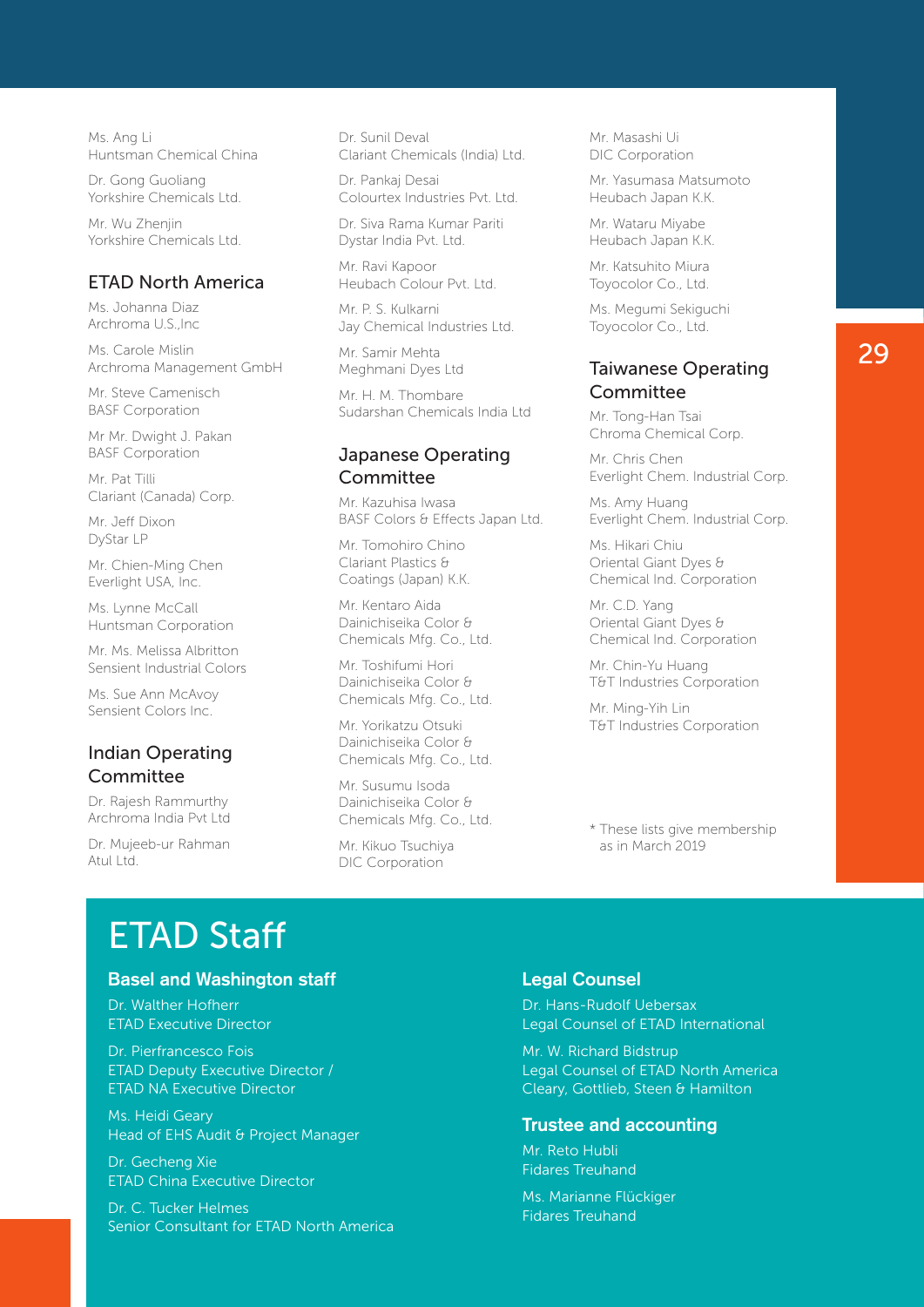Ms. Ang Li
Huntsman Chemical China

Dr. Gong Guoliang
Yorkshire Chemicals Ltd.

Mr. Wu Zhenjin
Yorkshire Chemicals Ltd.

### ETAD North America

Ms. Johanna Diaz
Archroma U.S.,Inc

Ms. Carole Mislin
Archroma Management GmbH

Mr. Steve Camenisch
BASF Corporation

Mr Mr. Dwight J. Pakan
BASF Corporation

Mr. Pat Tilli
Clariant (Canada) Corp.

Mr. Jeff Dixon
DyStar LP

Mr. Chien-Ming Chen
Everlight USA, Inc.

Ms. Lynne McCall
Huntsman Corporation

Mr. Ms. Melissa Albritton
Sensient Industrial Colors

Ms. Sue Ann McAvoy
Sensient Colors Inc.

### Indian Operating Committee

Dr. Rajesh Rammurthy
Archroma India Pvt Ltd

Dr. Mujeeb-ur Rahman
Atul Ltd.

Dr. Sunil Deval
Clariant Chemicals (India) Ltd.

Dr. Pankaj Desai
Colourtex Industries Pvt. Ltd.

Dr. Siva Rama Kumar Pariti
Dystar India Pvt. Ltd.

Mr. Ravi Kapoor
Heubach Colour Pvt. Ltd.

Mr. P. S. Kulkarni
Jay Chemical Industries Ltd.

Mr. Samir Mehta
Meghmani Dyes Ltd

Mr. H. M. Thombare
Sudarshan Chemicals India Ltd

### Japanese Operating Committee

Mr. Kazuhisa Iwasa
BASF Colors & Effects Japan Ltd.

Mr. Tomohiro Chino
Clariant Plastics & Coatings (Japan) K.K.

Mr. Kentaro Aida
Dainichiseika Color & Chemicals Mfg. Co., Ltd.

Mr. Toshifumi Hori
Dainichiseika Color & Chemicals Mfg. Co., Ltd.

Mr. Yorikatzu Otsuki
Dainichiseika Color & Chemicals Mfg. Co., Ltd.

Mr. Susumu Isoda
Dainichiseika Color & Chemicals Mfg. Co., Ltd.

Mr. Kikuo Tsuchiya
DIC Corporation

Mr. Masashi Ui
DIC Corporation

Mr. Yasumasa Matsumoto
Heubach Japan K.K.

Mr. Wataru Miyabe
Heubach Japan K.K.

Mr. Katsuhito Miura
Toyocolor Co., Ltd.

Ms. Megumi Sekiguchi
Toyocolor Co., Ltd.

### Taiwanese Operating Committee

Mr. Tong-Han Tsai
Chroma Chemical Corp.

Mr. Chris Chen
Everlight Chem. Industrial Corp.

Ms. Amy Huang
Everlight Chem. Industrial Corp.

Ms. Hikari Chiu
Oriental Giant Dyes & Chemical Ind. Corporation

Mr. C.D. Yang
Oriental Giant Dyes & Chemical Ind. Corporation

Mr. Chin-Yu Huang
T&T Industries Corporation

Mr. Ming-Yih Lin
T&T Industries Corporation

* These lists give membership as in March 2019

# ETAD Staff

### Basel and Washington staff

Dr. Walther Hofherr
ETAD Executive Director

Dr. Pierfrancesco Fois
ETAD Deputy Executive Director /
ETAD NA Executive Director

Ms. Heidi Geary
Head of EHS Audit & Project Manager

Dr. Gecheng Xie
ETAD China Executive Director

Dr. C. Tucker Helmes
Senior Consultant for ETAD North America

### Legal Counsel

Dr. Hans-Rudolf Uebersax
Legal Counsel of ETAD International

Mr. W. Richard Bidstrup
Legal Counsel of ETAD North America
Cleary, Gottlieb, Steen & Hamilton

### Trustee and accounting

Mr. Reto Hubli
Fidares Treuhand

Ms. Marianne Flückiger
Fidares Treuhand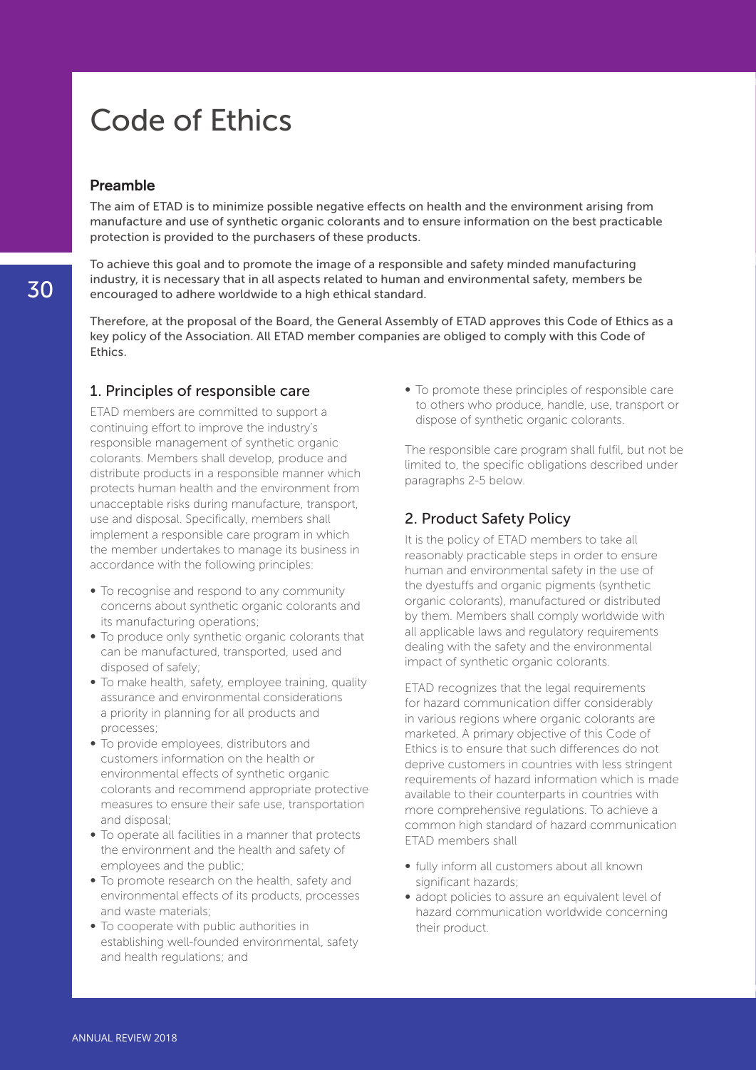# Code of Ethics

### Preamble

The aim of ETAD is to minimize possible negative effects on health and the environment arising from manufacture and use of synthetic organic colorants and to ensure information on the best practicable protection is provided to the purchasers of these products.

To achieve this goal and to promote the image of a responsible and safety minded manufacturing industry, it is necessary that in all aspects related to human and environmental safety, members be encouraged to adhere worldwide to a high ethical standard.

Therefore, at the proposal of the Board, the General Assembly of ETAD approves this Code of Ethics as a key policy of the Association. All ETAD member companies are obliged to comply with this Code of Ethics.

## 1. Principles of responsible care

ETAD members are committed to support a continuing effort to improve the industry's responsible management of synthetic organic colorants. Members shall develop, produce and distribute products in a responsible manner which protects human health and the environment from unacceptable risks during manufacture, transport, use and disposal. Specifically, members shall implement a responsible care program in which the member undertakes to manage its business in accordance with the following principles:

- To recognise and respond to any community concerns about synthetic organic colorants and its manufacturing operations;
- To produce only synthetic organic colorants that can be manufactured, transported, used and disposed of safely;
- To make health, safety, employee training, quality assurance and environmental considerations a priority in planning for all products and processes;
- To provide employees, distributors and customers information on the health or environmental effects of synthetic organic colorants and recommend appropriate protective measures to ensure their safe use, transportation and disposal;
- To operate all facilities in a manner that protects the environment and the health and safety of employees and the public;
- To promote research on the health, safety and environmental effects of its products, processes and waste materials;
- To cooperate with public authorities in establishing well-founded environmental, safety and health regulations; and
- To promote these principles of responsible care to others who produce, handle, use, transport or dispose of synthetic organic colorants.

The responsible care program shall fulfil, but not be limited to, the specific obligations described under paragraphs 2-5 below.

## 2. Product Safety Policy

It is the policy of ETAD members to take all reasonably practicable steps in order to ensure human and environmental safety in the use of the dyestuffs and organic pigments (synthetic organic colorants), manufactured or distributed by them. Members shall comply worldwide with all applicable laws and regulatory requirements dealing with the safety and the environmental impact of synthetic organic colorants.

ETAD recognizes that the legal requirements for hazard communication differ considerably in various regions where organic colorants are marketed. A primary objective of this Code of Ethics is to ensure that such differences do not deprive customers in countries with less stringent requirements of hazard information which is made available to their counterparts in countries with more comprehensive regulations. To achieve a common high standard of hazard communication ETAD members shall

- fully inform all customers about all known significant hazards;
- adopt policies to assure an equivalent level of hazard communication worldwide concerning their product.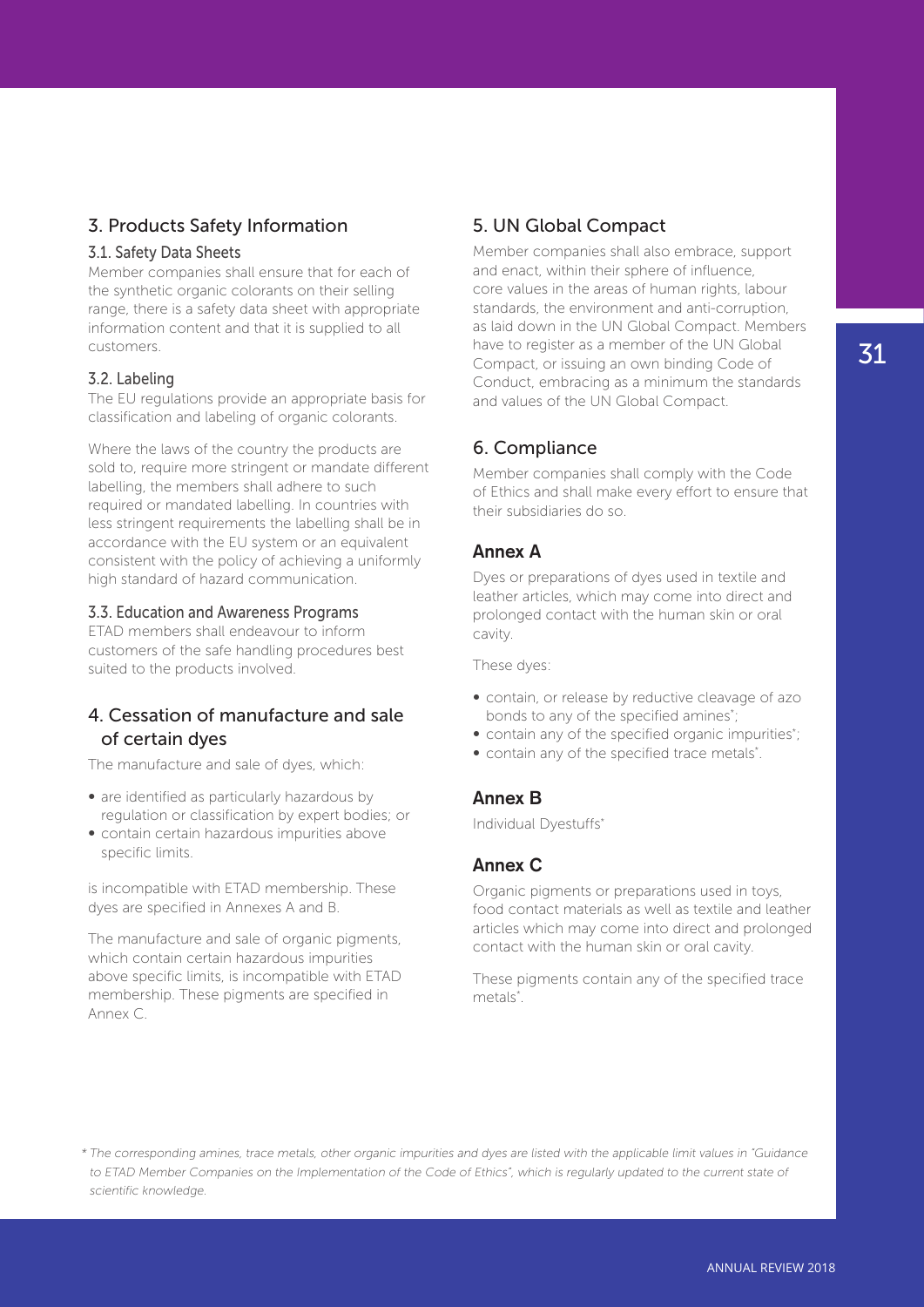## 3. Products Safety Information

### 3.1. Safety Data Sheets

Member companies shall ensure that for each of the synthetic organic colorants on their selling range, there is a safety data sheet with appropriate information content and that it is supplied to all customers.

### 3.2. Labeling

The EU regulations provide an appropriate basis for classification and labeling of organic colorants.

Where the laws of the country the products are sold to, require more stringent or mandate different labelling, the members shall adhere to such required or mandated labelling. In countries with less stringent requirements the labelling shall be in accordance with the EU system or an equivalent consistent with the policy of achieving a uniformly high standard of hazard communication.

### 3.3. Education and Awareness Programs

ETAD members shall endeavour to inform customers of the safe handling procedures best suited to the products involved.

## 4. Cessation of manufacture and sale of certain dyes

The manufacture and sale of dyes, which:

- are identified as particularly hazardous by regulation or classification by expert bodies; or
- contain certain hazardous impurities above specific limits.

is incompatible with ETAD membership. These dyes are specified in Annexes A and B.

The manufacture and sale of organic pigments, which contain certain hazardous impurities above specific limits, is incompatible with ETAD membership. These pigments are specified in Annex C.

## 5. UN Global Compact

Member companies shall also embrace, support and enact, within their sphere of influence, core values in the areas of human rights, labour standards, the environment and anti-corruption, as laid down in the UN Global Compact. Members have to register as a member of the UN Global Compact, or issuing an own binding Code of Conduct, embracing as a minimum the standards and values of the UN Global Compact.

## 6. Compliance

Member companies shall comply with the Code of Ethics and shall make every effort to ensure that their subsidiaries do so.

### Annex A

Dyes or preparations of dyes used in textile and leather articles, which may come into direct and prolonged contact with the human skin or oral cavity.

These dyes:

- contain, or release by reductive cleavage of azo bonds to any of the specified amines*;
- contain any of the specified organic impurities*;
- contain any of the specified trace metals*.

### Annex B

Individual Dyestuffs*

### Annex C

Organic pigments or preparations used in toys, food contact materials as well as textile and leather articles which may come into direct and prolonged contact with the human skin or oral cavity.

These pigments contain any of the specified trace metals*.

*\* The corresponding amines, trace metals, other organic impurities and dyes are listed with the applicable limit values in "Guidance to ETAD Member Companies on the Implementation of the Code of Ethics", which is regularly updated to the current state of scientific knowledge.*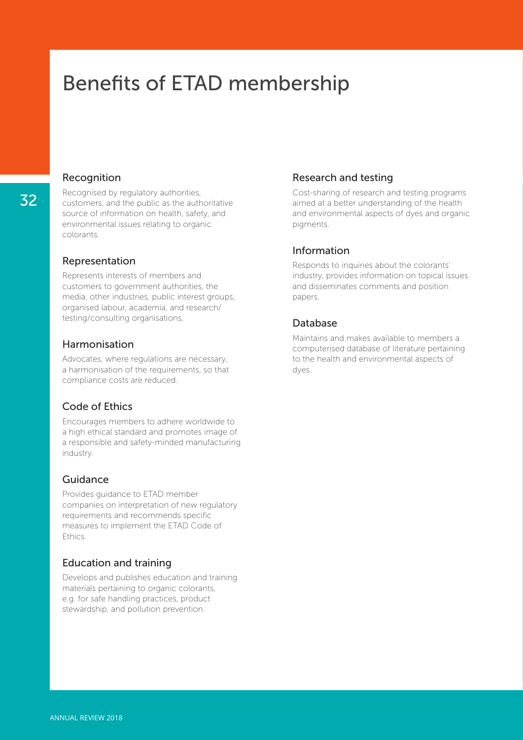# Benefits of ETAD membership

### Recognition

Recognised by regulatory authorities, customers, and the public as the authoritative source of information on health, safety, and environmental issues relating to organic colorants.

### Representation

Represents interests of members and customers to government authorities, the media, other industries, public interest groups, organised labour, academia, and research/ testing/consulting organisations.

### Harmonisation

Advocates, where regulations are necessary, a harmonisation of the requirements, so that compliance costs are reduced.

### Code of Ethics

Encourages members to adhere worldwide to a high ethical standard and promotes image of a responsible and safety-minded manufacturing industry.

### Guidance

Provides guidance to ETAD member companies on interpretation of new regulatory requirements and recommends specific measures to implement the ETAD Code of Ethics.

### Education and training

Develops and publishes education and training materials pertaining to organic colorants, e.g. for safe handling practices, product stewardship, and pollution prevention.

### Research and testing

Cost-sharing of research and testing programs aimed at a better understanding of the health and environmental aspects of dyes and organic pigments.

### Information

Responds to inquiries about the colorants' industry, provides information on topical issues and disseminates comments and position papers.

### Database

Maintains and makes available to members a computerised database of literature pertaining to the health and environmental aspects of dyes.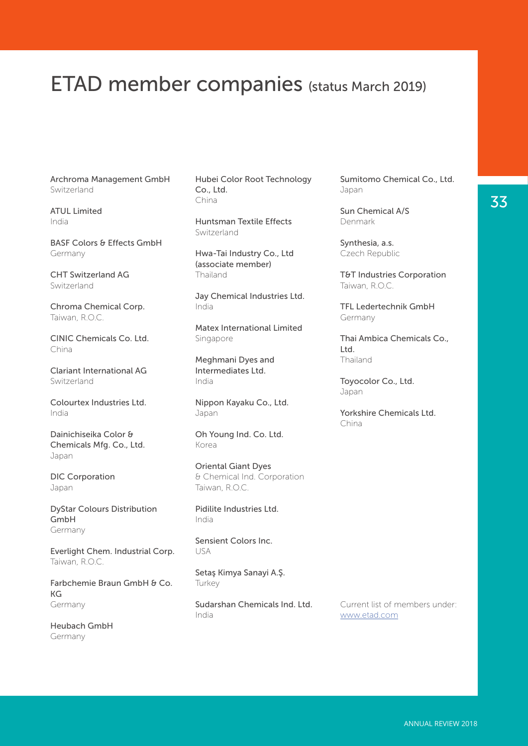# ETAD member companies (status March 2019)

Archroma Management GmbH
Switzerland

ATUL Limited
India

BASF Colors & Effects GmbH
Germany

CHT Switzerland AG
Switzerland

Chroma Chemical Corp.
Taiwan, R.O.C.

CINIC Chemicals Co. Ltd.
China

Clariant International AG
Switzerland

Colourtex Industries Ltd.
India

Dainichiseika Color & Chemicals Mfg. Co., Ltd.
Japan

DIC Corporation
Japan

DyStar Colours Distribution GmbH
Germany

Everlight Chem. Industrial Corp.
Taiwan, R.O.C.

Farbchemie Braun GmbH & Co. KG
Germany

Heubach GmbH
Germany

Hubei Color Root Technology Co., Ltd.
China

Huntsman Textile Effects
Switzerland

Hwa-Tai Industry Co., Ltd (associate member)
Thailand

Jay Chemical Industries Ltd.
India

Matex International Limited
Singapore

Meghmani Dyes and Intermediates Ltd.
India

Nippon Kayaku Co., Ltd.
Japan

Oh Young Ind. Co. Ltd.
Korea

Oriental Giant Dyes & Chemical Ind. Corporation
Taiwan, R.O.C.

Pidilite Industries Ltd.
India

Sensient Colors Inc.
USA

Setaş Kimya Sanayi A.Ş.
Turkey

Sudarshan Chemicals Ind. Ltd.
India

Sumitomo Chemical Co., Ltd.
Japan

Sun Chemical A/S
Denmark

Synthesia, a.s.
Czech Republic

T&T Industries Corporation
Taiwan, R.O.C.

TFL Ledertechnik GmbH
Germany

Thai Ambica Chemicals Co., Ltd.
Thailand

Toyocolor Co., Ltd.
Japan

Yorkshire Chemicals Ltd.
China

Current list of members under: www.etad.com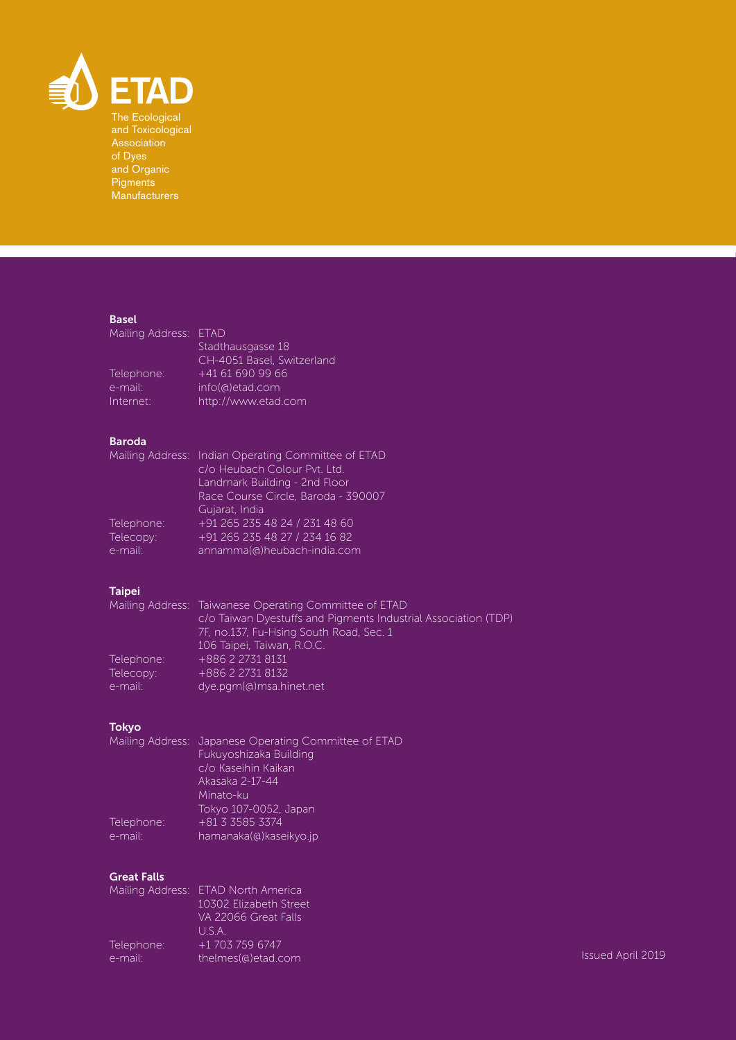# ETAD

The Ecological and Toxicological Association of Dyes and Organic Pigments Manufacturers

**Basel**

Mailing Address: ETAD
Stadthausgasse 18
CH-4051 Basel, Switzerland
Telephone: +41 61 690 99 66
e-mail: info(@)etad.com
Internet: http://www.etad.com

**Baroda**

Mailing Address: Indian Operating Committee of ETAD
c/o Heubach Colour Pvt. Ltd.
Landmark Building - 2nd Floor
Race Course Circle, Baroda - 390007
Gujarat, India
Telephone: +91 265 235 48 24 / 231 48 60
Telecopy: +91 265 235 48 27 / 234 16 82
e-mail: annamma(@)heubach-india.com

**Taipei**

Mailing Address: Taiwanese Operating Committee of ETAD
c/o Taiwan Dyestuffs and Pigments Industrial Association (TDP)
7F, no.137, Fu-Hsing South Road, Sec. 1
106 Taipei, Taiwan, R.O.C.
Telephone: +886 2 2731 8131
Telecopy: +886 2 2731 8132
e-mail: dye.pgm(@)msa.hinet.net

**Tokyo**

Mailing Address: Japanese Operating Committee of ETAD
Fukuyoshizaka Building
c/o Kaseihin Kaikan
Akasaka 2-17-44
Minato-ku
Tokyo 107-0052, Japan
Telephone: +81 3 3585 3374
e-mail: hamanaka(@)kaseikyo.jp

**Great Falls**

Mailing Address: ETAD North America
10302 Elizabeth Street
VA 22066 Great Falls
U.S.A.
Telephone: +1 703 759 6747
e-mail: thelmes(@)etad.com

Issued April 2019